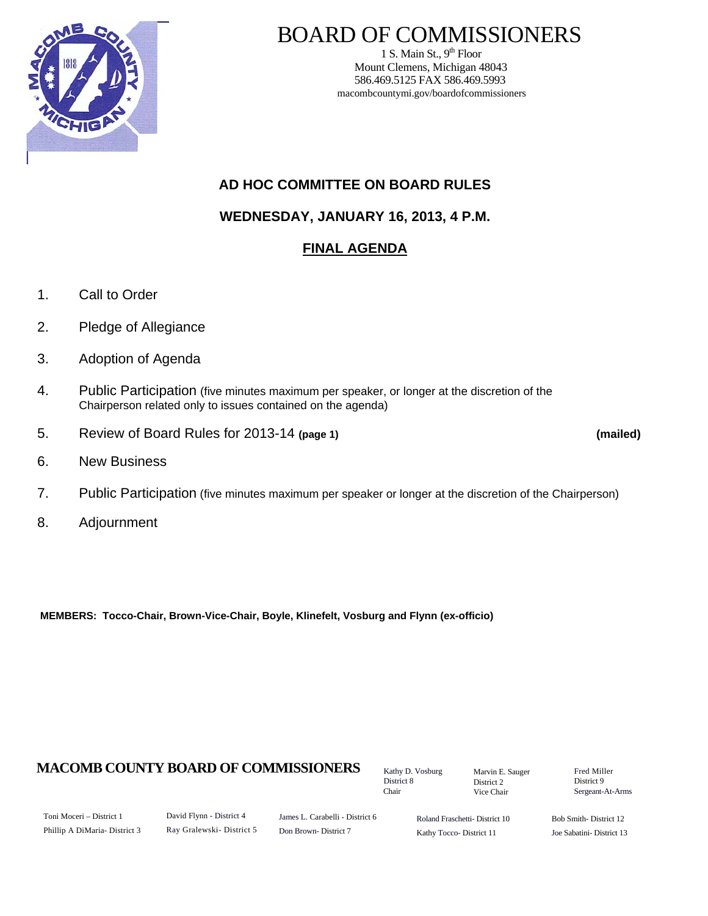# BOARD OF COMMISSIONERS

1 S. Main St., 9th Floor
Mount Clemens, Michigan 48043
586.469.5125 FAX 586.469.5993
macombcountymi.gov/boardofcommissioners

## AD HOC COMMITTEE ON BOARD RULES

## WEDNESDAY, JANUARY 16, 2013, 4 P.M.

## FINAL AGENDA

1. Call to Order
2. Pledge of Allegiance
3. Adoption of Agenda
4. Public Participation (five minutes maximum per speaker, or longer at the discretion of the Chairperson related only to issues contained on the agenda)
5. Review of Board Rules for 2013-14 **(page 1)** **(mailed)**
6. New Business
7. Public Participation (five minutes maximum per speaker or longer at the discretion of the Chairperson)
8. Adjournment

**MEMBERS: Tocco-Chair, Brown-Vice-Chair, Boyle, Klinefelt, Vosburg and Flynn (ex-officio)**

**MACOMB COUNTY BOARD OF COMMISSIONERS**

Kathy D. Vosburg, District 8, Chair
Marvin E. Sauger, District 2, Vice Chair
Fred Miller, District 9, Sergeant-At-Arms

Toni Moceri – District 1
Phillip A DiMaria- District 3
David Flynn - District 4
Ray Gralewski- District 5
James L. Carabelli - District 6
Don Brown- District 7
Roland Fraschetti- District 10
Kathy Tocco- District 11
Bob Smith- District 12
Joe Sabatini- District 13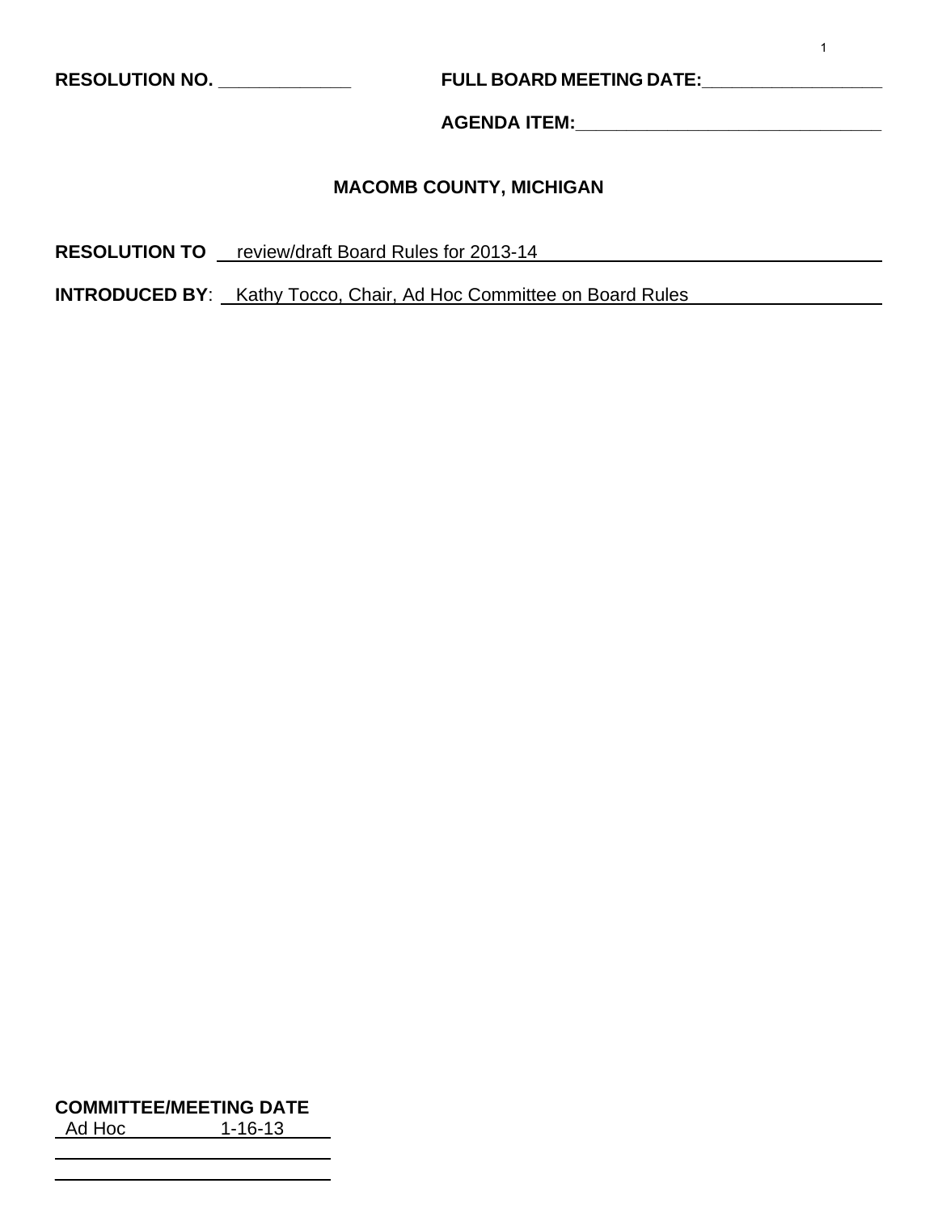**RESOLUTION NO.** ____________ **FULL BOARD MEETING DATE:**________________

**AGENDA ITEM:**____________________________

**MACOMB COUNTY, MICHIGAN**

**RESOLUTION TO** review/draft Board Rules for 2013-14

**INTRODUCED BY**: Kathy Tocco, Chair, Ad Hoc Committee on Board Rules

**COMMITTEE/MEETING DATE**

Ad Hoc 1-16-13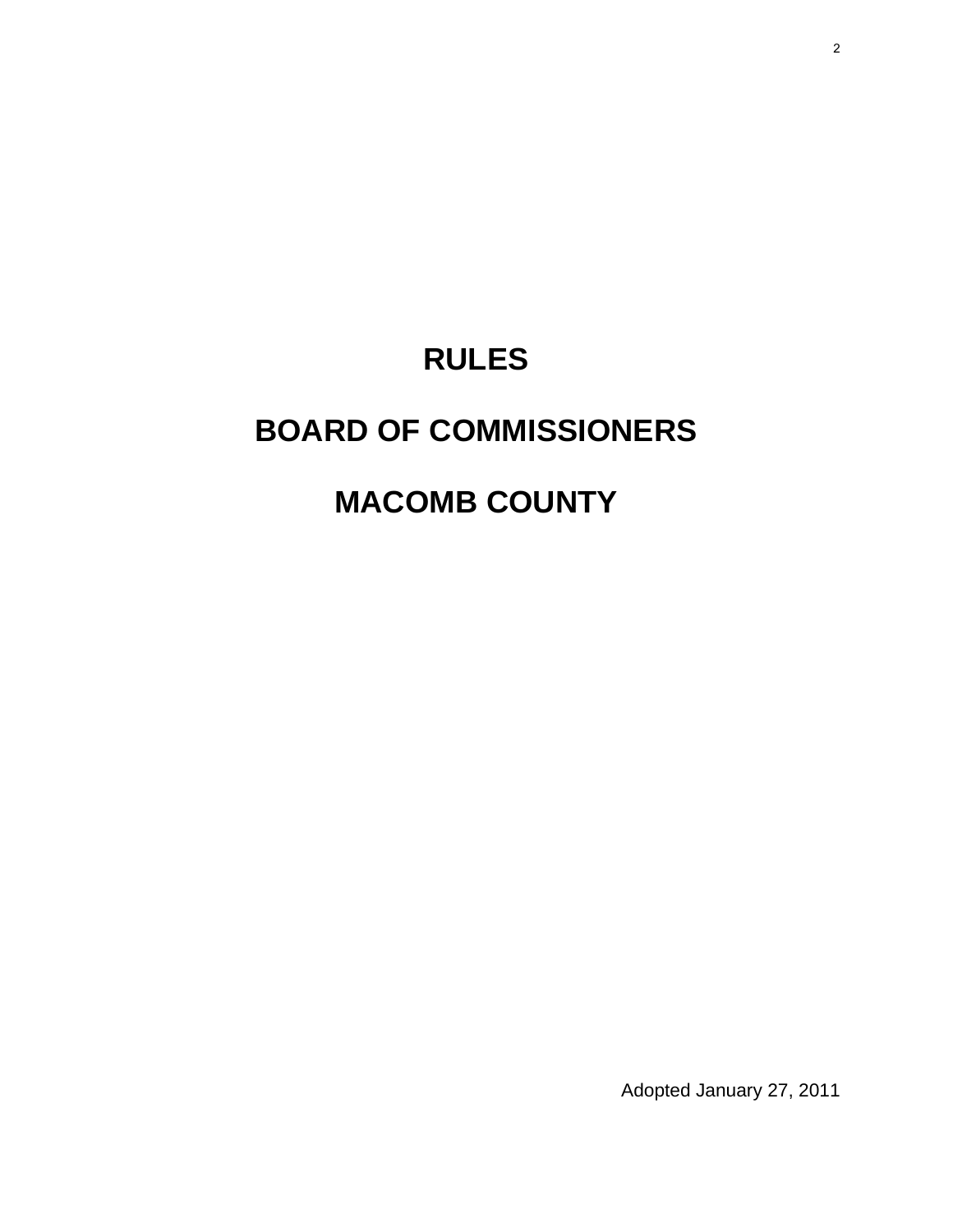# RULES

# BOARD OF COMMISSIONERS

# MACOMB COUNTY

Adopted January 27, 2011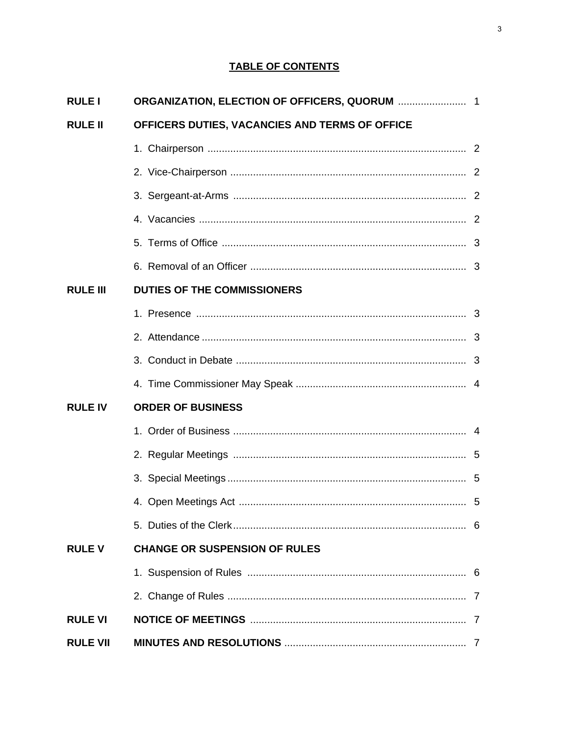# TABLE OF CONTENTS

| | | |
|---|---|---|
| **RULE I** | **ORGANIZATION, ELECTION OF OFFICERS, QUORUM** | 1 |
| **RULE II** | **OFFICERS DUTIES, VACANCIES AND TERMS OF OFFICE** | |
| | 1. Chairperson | 2 |
| | 2. Vice-Chairperson | 2 |
| | 3. Sergeant-at-Arms | 2 |
| | 4. Vacancies | 2 |
| | 5. Terms of Office | 3 |
| | 6. Removal of an Officer | 3 |
| **RULE III** | **DUTIES OF THE COMMISSIONERS** | |
| | 1. Presence | 3 |
| | 2. Attendance | 3 |
| | 3. Conduct in Debate | 3 |
| | 4. Time Commissioner May Speak | 4 |
| **RULE IV** | **ORDER OF BUSINESS** | |
| | 1. Order of Business | 4 |
| | 2. Regular Meetings | 5 |
| | 3. Special Meetings | 5 |
| | 4. Open Meetings Act | 5 |
| | 5. Duties of the Clerk | 6 |
| **RULE V** | **CHANGE OR SUSPENSION OF RULES** | |
| | 1. Suspension of Rules | 6 |
| | 2. Change of Rules | 7 |
| **RULE VI** | **NOTICE OF MEETINGS** | 7 |
| **RULE VII** | **MINUTES AND RESOLUTIONS** | 7 |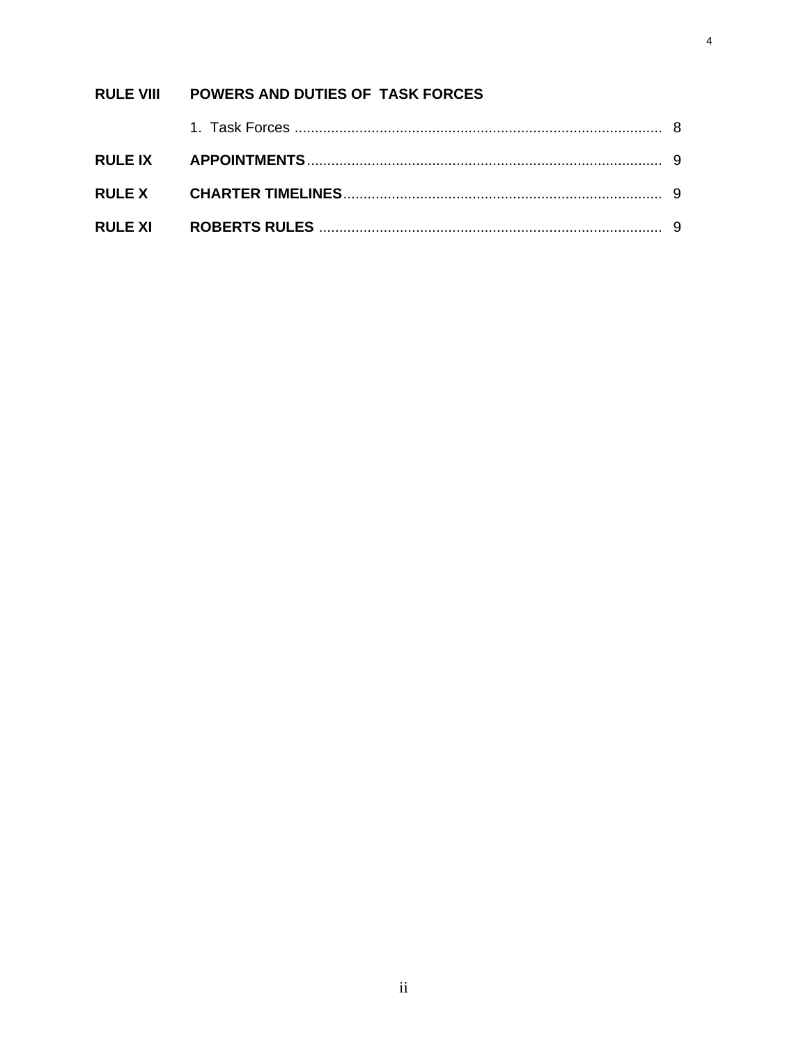| | | |
|---|---|---|
| **RULE VIII** | **POWERS AND DUTIES OF TASK FORCES** | |
| | 1. Task Forces | 8 |
| **RULE IX** | **APPOINTMENTS** | 9 |
| **RULE X** | **CHARTER TIMELINES** | 9 |
| **RULE XI** | **ROBERTS RULES** | 9 |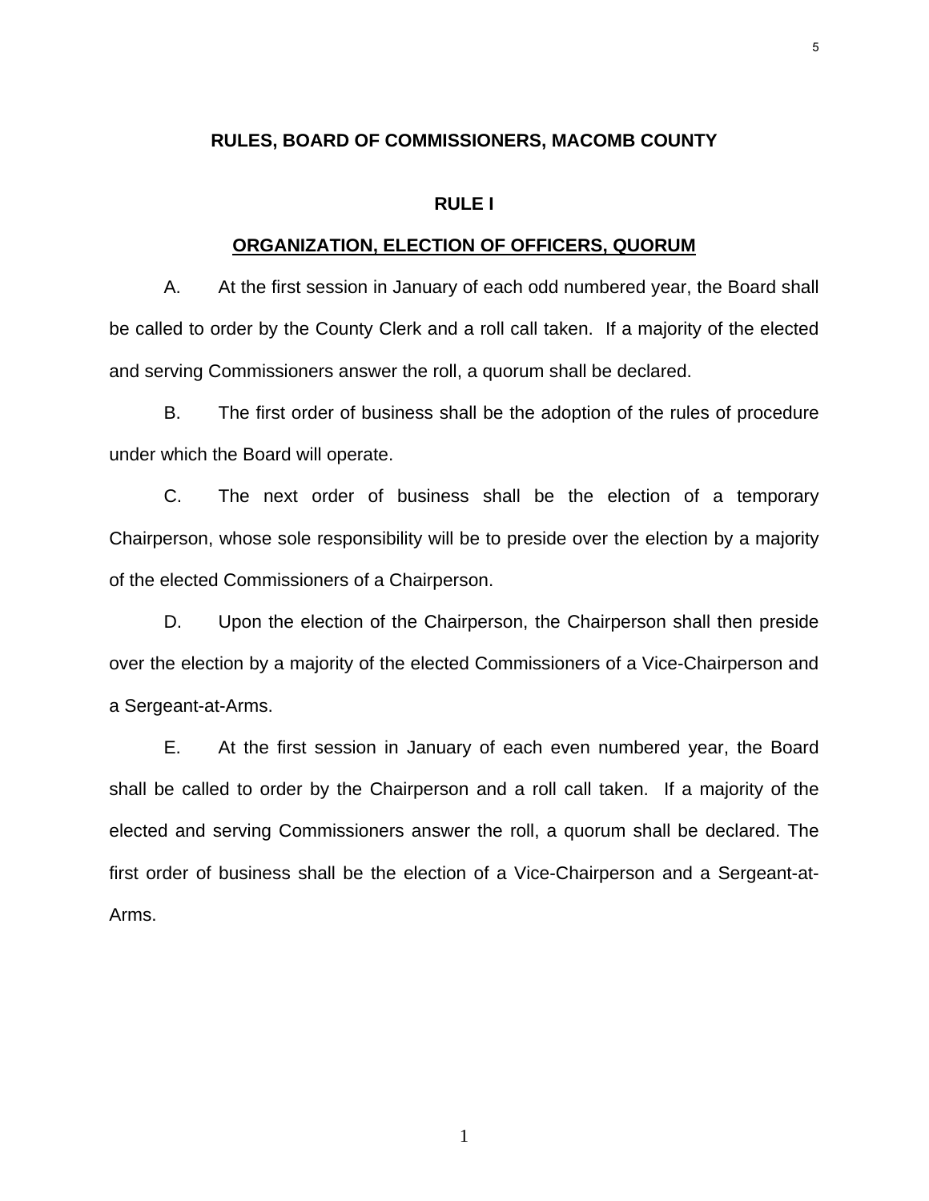# RULES, BOARD OF COMMISSIONERS, MACOMB COUNTY

## RULE I

## ORGANIZATION, ELECTION OF OFFICERS, QUORUM

A. At the first session in January of each odd numbered year, the Board shall be called to order by the County Clerk and a roll call taken. If a majority of the elected and serving Commissioners answer the roll, a quorum shall be declared.

B. The first order of business shall be the adoption of the rules of procedure under which the Board will operate.

C. The next order of business shall be the election of a temporary Chairperson, whose sole responsibility will be to preside over the election by a majority of the elected Commissioners of a Chairperson.

D. Upon the election of the Chairperson, the Chairperson shall then preside over the election by a majority of the elected Commissioners of a Vice-Chairperson and a Sergeant-at-Arms.

E. At the first session in January of each even numbered year, the Board shall be called to order by the Chairperson and a roll call taken. If a majority of the elected and serving Commissioners answer the roll, a quorum shall be declared. The first order of business shall be the election of a Vice-Chairperson and a Sergeant-at-Arms.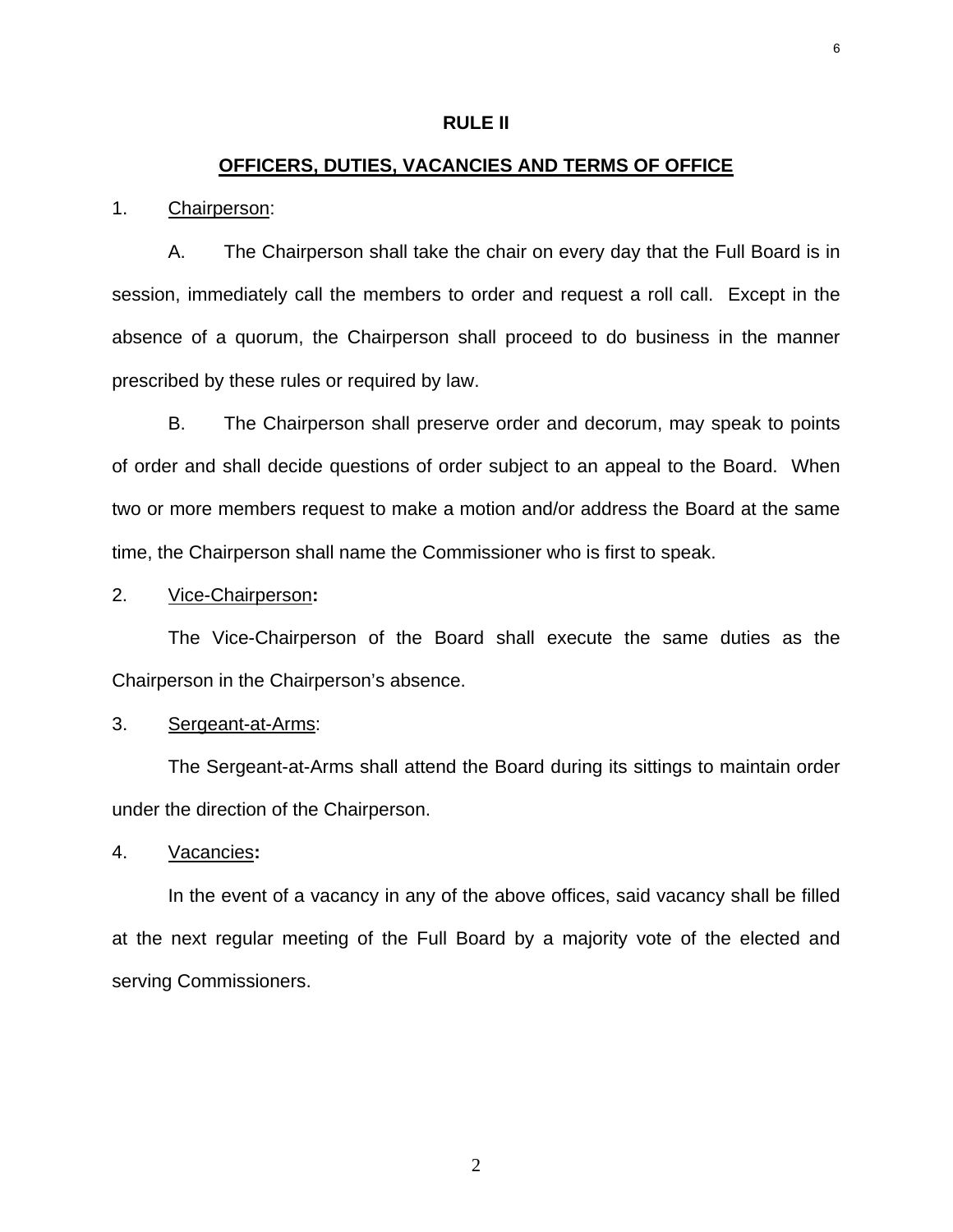# RULE II

## OFFICERS, DUTIES, VACANCIES AND TERMS OF OFFICE

1. Chairperson:

A. The Chairperson shall take the chair on every day that the Full Board is in session, immediately call the members to order and request a roll call. Except in the absence of a quorum, the Chairperson shall proceed to do business in the manner prescribed by these rules or required by law.

B. The Chairperson shall preserve order and decorum, may speak to points of order and shall decide questions of order subject to an appeal to the Board. When two or more members request to make a motion and/or address the Board at the same time, the Chairperson shall name the Commissioner who is first to speak.

2. Vice-Chairperson**:**

The Vice-Chairperson of the Board shall execute the same duties as the Chairperson in the Chairperson's absence.

3. Sergeant-at-Arms:

The Sergeant-at-Arms shall attend the Board during its sittings to maintain order under the direction of the Chairperson.

4. Vacancies**:**

In the event of a vacancy in any of the above offices, said vacancy shall be filled at the next regular meeting of the Full Board by a majority vote of the elected and serving Commissioners.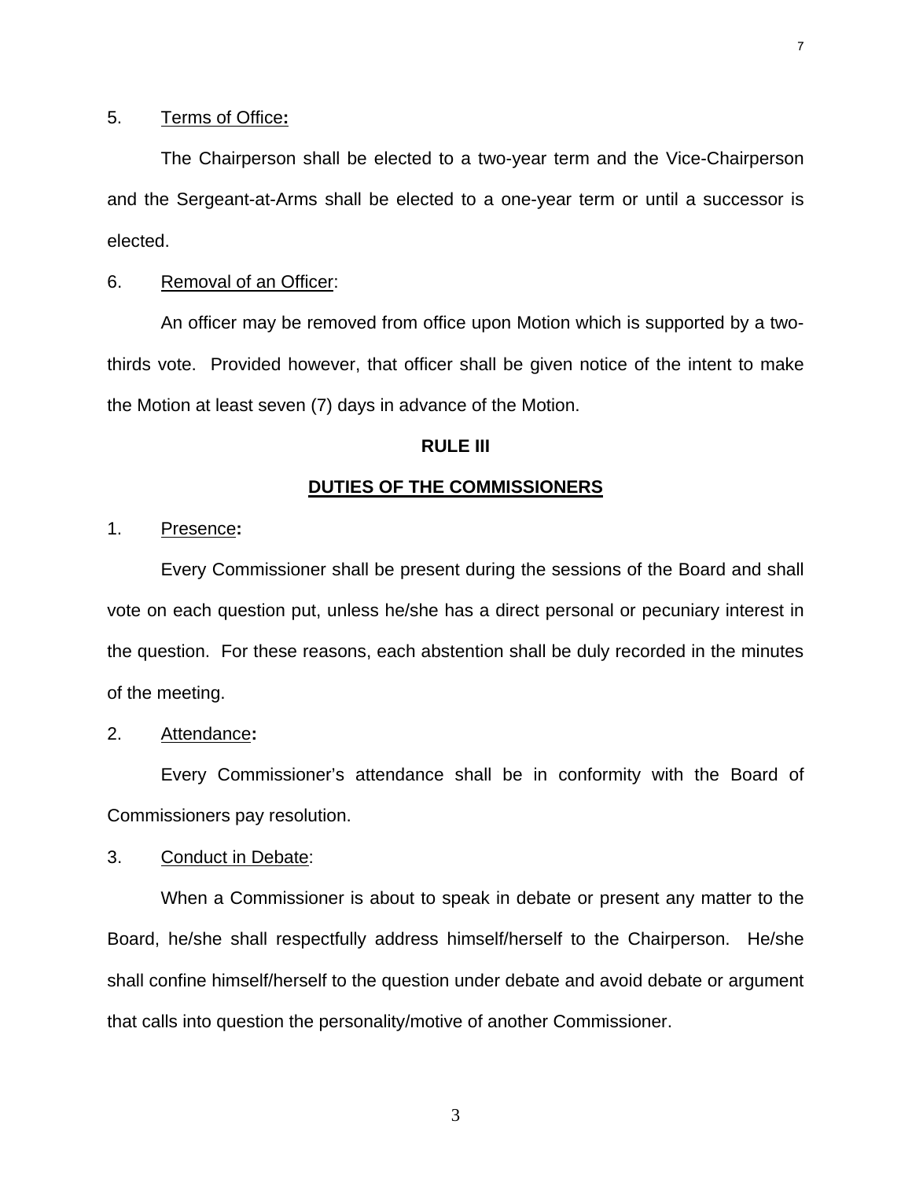5. Terms of Office:

The Chairperson shall be elected to a two-year term and the Vice-Chairperson and the Sergeant-at-Arms shall be elected to a one-year term or until a successor is elected.

6. Removal of an Officer:

An officer may be removed from office upon Motion which is supported by a two-thirds vote. Provided however, that officer shall be given notice of the intent to make the Motion at least seven (7) days in advance of the Motion.

## RULE III

## DUTIES OF THE COMMISSIONERS

1. Presence:

Every Commissioner shall be present during the sessions of the Board and shall vote on each question put, unless he/she has a direct personal or pecuniary interest in the question. For these reasons, each abstention shall be duly recorded in the minutes of the meeting.

2. Attendance:

Every Commissioner's attendance shall be in conformity with the Board of Commissioners pay resolution.

3. Conduct in Debate:

When a Commissioner is about to speak in debate or present any matter to the Board, he/she shall respectfully address himself/herself to the Chairperson. He/she shall confine himself/herself to the question under debate and avoid debate or argument that calls into question the personality/motive of another Commissioner.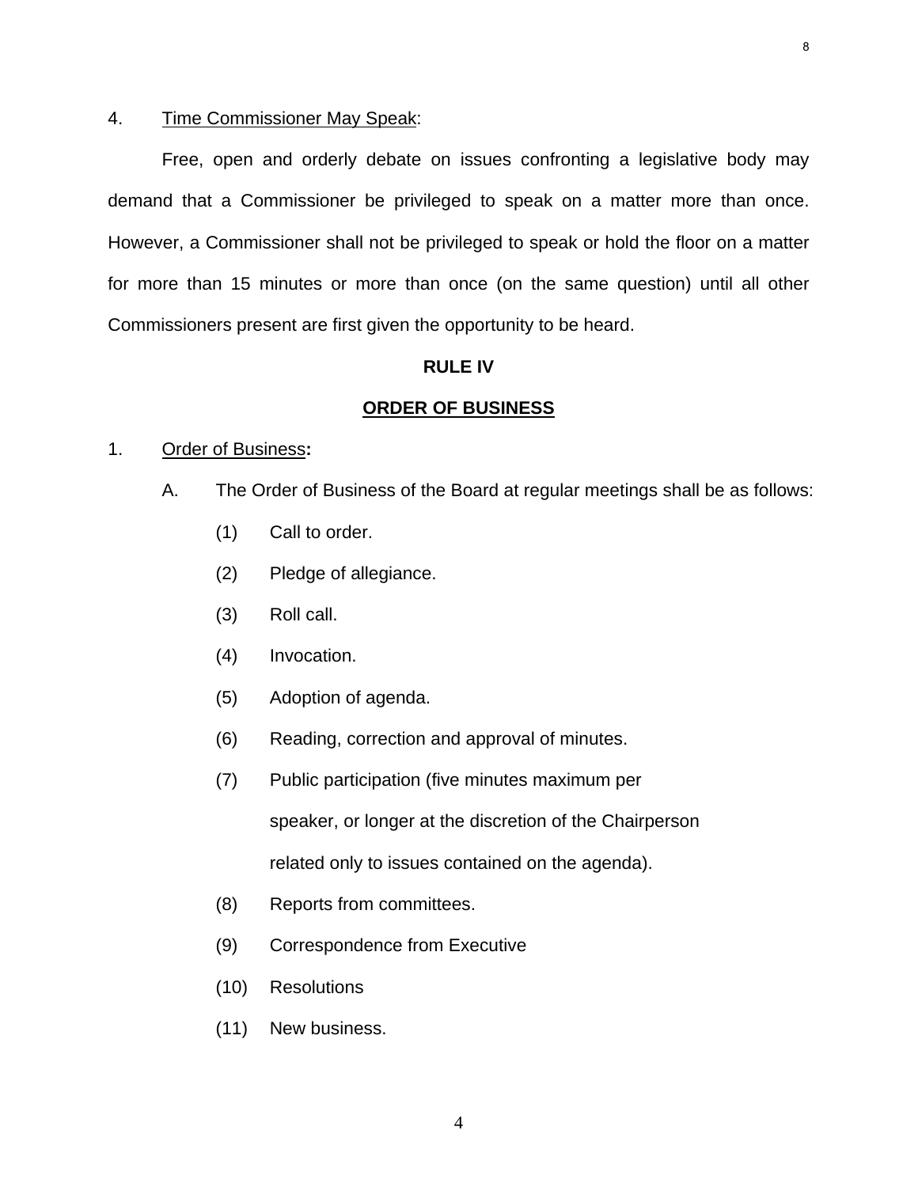4. Time Commissioner May Speak:

Free, open and orderly debate on issues confronting a legislative body may demand that a Commissioner be privileged to speak on a matter more than once. However, a Commissioner shall not be privileged to speak or hold the floor on a matter for more than 15 minutes or more than once (on the same question) until all other Commissioners present are first given the opportunity to be heard.

## RULE IV

## ORDER OF BUSINESS

1. Order of Business:

   A. The Order of Business of the Board at regular meetings shall be as follows:

      (1) Call to order.

      (2) Pledge of allegiance.

      (3) Roll call.

      (4) Invocation.

      (5) Adoption of agenda.

      (6) Reading, correction and approval of minutes.

      (7) Public participation (five minutes maximum per speaker, or longer at the discretion of the Chairperson related only to issues contained on the agenda).

      (8) Reports from committees.

      (9) Correspondence from Executive

      (10) Resolutions

      (11) New business.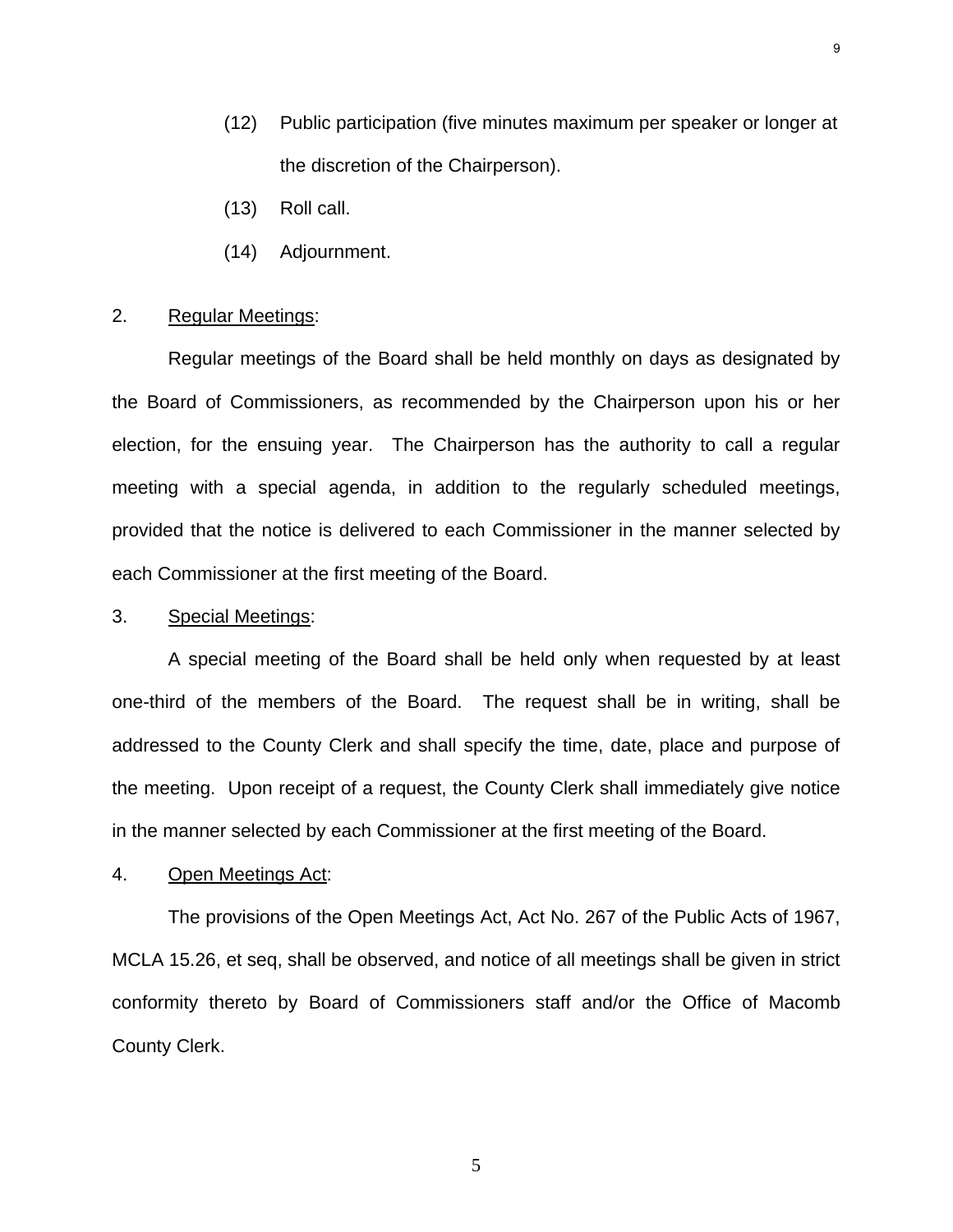(12) Public participation (five minutes maximum per speaker or longer at the discretion of the Chairperson).

(13) Roll call.

(14) Adjournment.

2. Regular Meetings:

Regular meetings of the Board shall be held monthly on days as designated by the Board of Commissioners, as recommended by the Chairperson upon his or her election, for the ensuing year. The Chairperson has the authority to call a regular meeting with a special agenda, in addition to the regularly scheduled meetings, provided that the notice is delivered to each Commissioner in the manner selected by each Commissioner at the first meeting of the Board.

3. Special Meetings:

A special meeting of the Board shall be held only when requested by at least one-third of the members of the Board. The request shall be in writing, shall be addressed to the County Clerk and shall specify the time, date, place and purpose of the meeting. Upon receipt of a request, the County Clerk shall immediately give notice in the manner selected by each Commissioner at the first meeting of the Board.

4. Open Meetings Act:

The provisions of the Open Meetings Act, Act No. 267 of the Public Acts of 1967, MCLA 15.26, et seq, shall be observed, and notice of all meetings shall be given in strict conformity thereto by Board of Commissioners staff and/or the Office of Macomb County Clerk.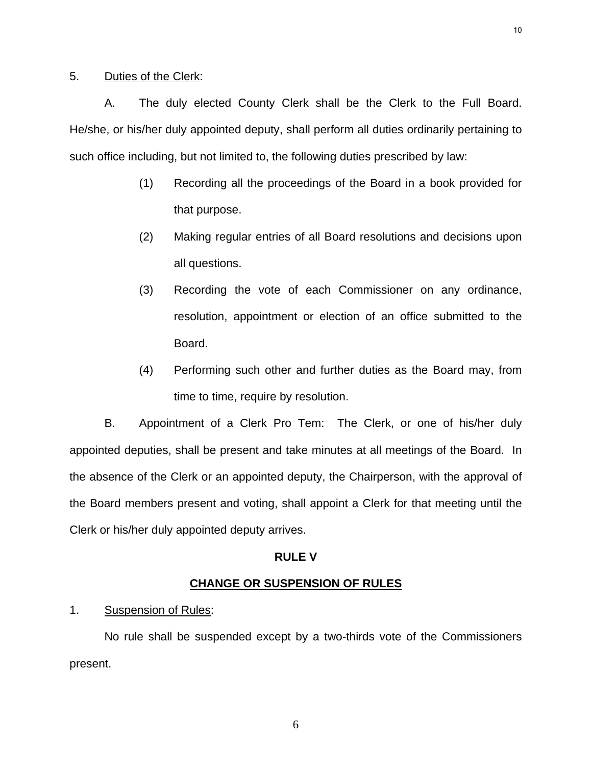5. Duties of the Clerk:

A. The duly elected County Clerk shall be the Clerk to the Full Board. He/she, or his/her duly appointed deputy, shall perform all duties ordinarily pertaining to such office including, but not limited to, the following duties prescribed by law:

(1) Recording all the proceedings of the Board in a book provided for that purpose.

(2) Making regular entries of all Board resolutions and decisions upon all questions.

(3) Recording the vote of each Commissioner on any ordinance, resolution, appointment or election of an office submitted to the Board.

(4) Performing such other and further duties as the Board may, from time to time, require by resolution.

B. Appointment of a Clerk Pro Tem: The Clerk, or one of his/her duly appointed deputies, shall be present and take minutes at all meetings of the Board. In the absence of the Clerk or an appointed deputy, the Chairperson, with the approval of the Board members present and voting, shall appoint a Clerk for that meeting until the Clerk or his/her duly appointed deputy arrives.

## RULE V

## CHANGE OR SUSPENSION OF RULES

1. Suspension of Rules:

No rule shall be suspended except by a two-thirds vote of the Commissioners present.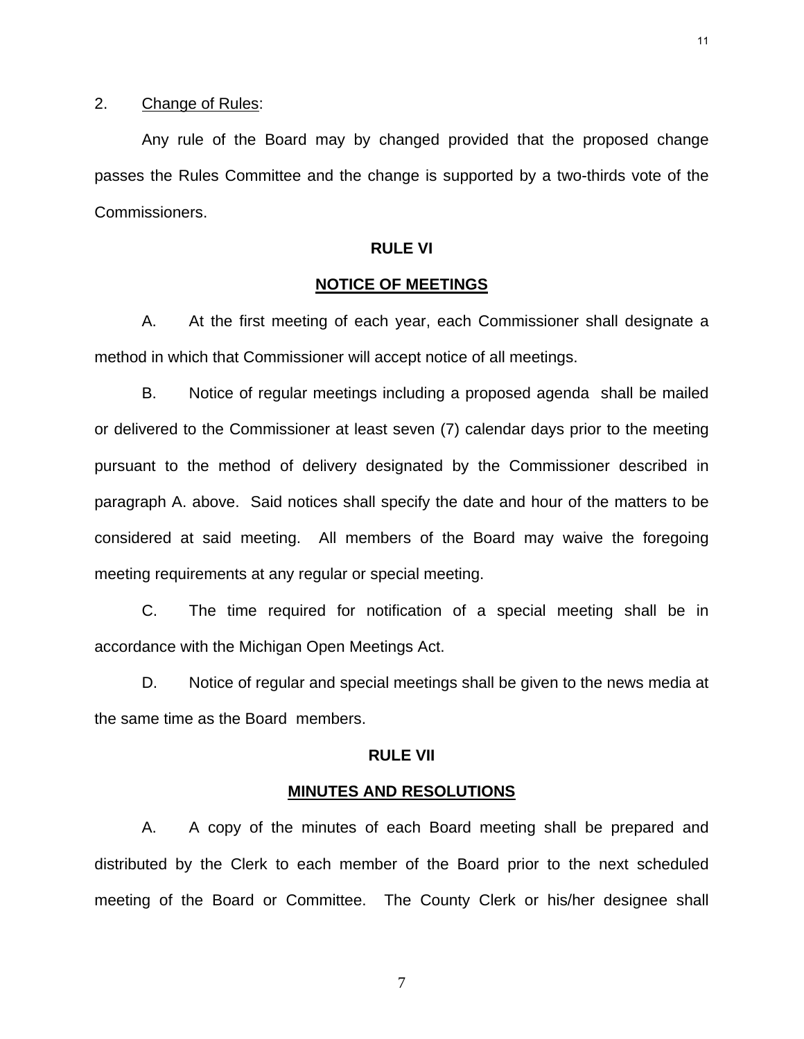2. Change of Rules:

Any rule of the Board may by changed provided that the proposed change passes the Rules Committee and the change is supported by a two-thirds vote of the Commissioners.

## RULE VI

## NOTICE OF MEETINGS

A. At the first meeting of each year, each Commissioner shall designate a method in which that Commissioner will accept notice of all meetings.

B. Notice of regular meetings including a proposed agenda shall be mailed or delivered to the Commissioner at least seven (7) calendar days prior to the meeting pursuant to the method of delivery designated by the Commissioner described in paragraph A. above. Said notices shall specify the date and hour of the matters to be considered at said meeting. All members of the Board may waive the foregoing meeting requirements at any regular or special meeting.

C. The time required for notification of a special meeting shall be in accordance with the Michigan Open Meetings Act.

D. Notice of regular and special meetings shall be given to the news media at the same time as the Board members.

## RULE VII

## MINUTES AND RESOLUTIONS

A. A copy of the minutes of each Board meeting shall be prepared and distributed by the Clerk to each member of the Board prior to the next scheduled meeting of the Board or Committee. The County Clerk or his/her designee shall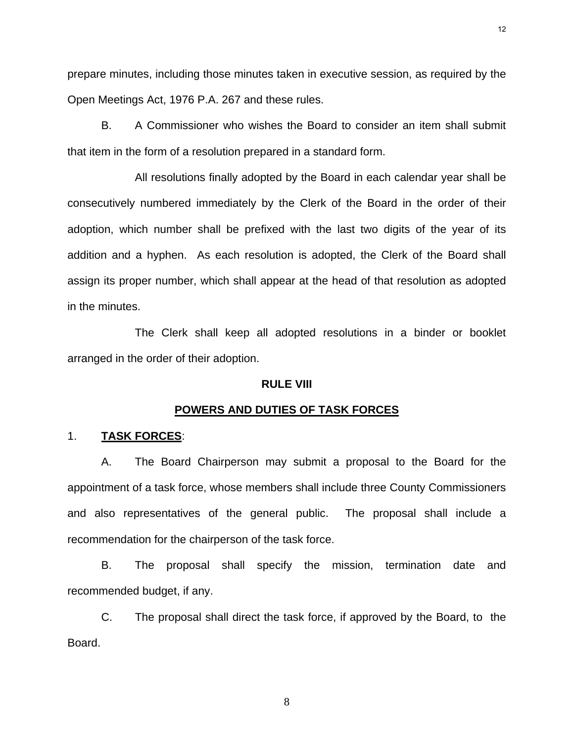prepare minutes, including those minutes taken in executive session, as required by the Open Meetings Act, 1976 P.A. 267 and these rules.

B. A Commissioner who wishes the Board to consider an item shall submit that item in the form of a resolution prepared in a standard form.

All resolutions finally adopted by the Board in each calendar year shall be consecutively numbered immediately by the Clerk of the Board in the order of their adoption, which number shall be prefixed with the last two digits of the year of its addition and a hyphen. As each resolution is adopted, the Clerk of the Board shall assign its proper number, which shall appear at the head of that resolution as adopted in the minutes.

The Clerk shall keep all adopted resolutions in a binder or booklet arranged in the order of their adoption.

## RULE VIII

## POWERS AND DUTIES OF TASK FORCES

1. **TASK FORCES**:

A. The Board Chairperson may submit a proposal to the Board for the appointment of a task force, whose members shall include three County Commissioners and also representatives of the general public. The proposal shall include a recommendation for the chairperson of the task force.

B. The proposal shall specify the mission, termination date and recommended budget, if any.

C. The proposal shall direct the task force, if approved by the Board, to the Board.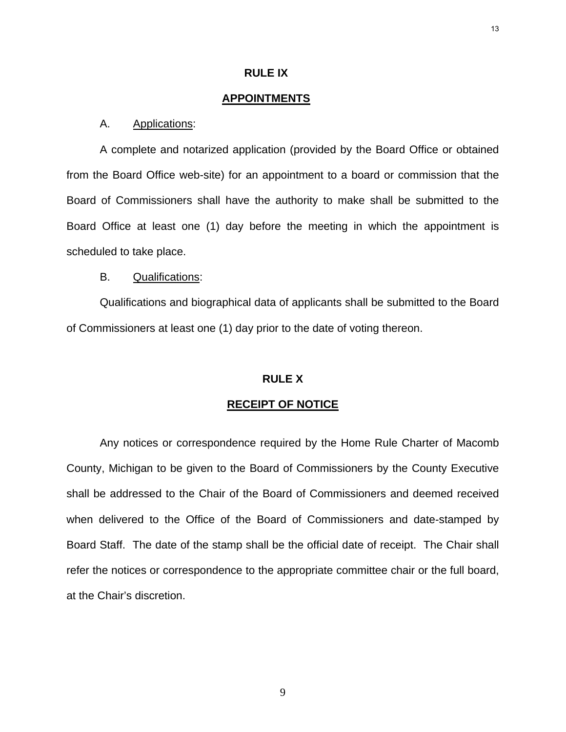## RULE IX

## APPOINTMENTS

A. Applications:

A complete and notarized application (provided by the Board Office or obtained from the Board Office web-site) for an appointment to a board or commission that the Board of Commissioners shall have the authority to make shall be submitted to the Board Office at least one (1) day before the meeting in which the appointment is scheduled to take place.

B. Qualifications:

Qualifications and biographical data of applicants shall be submitted to the Board of Commissioners at least one (1) day prior to the date of voting thereon.

## RULE X

## RECEIPT OF NOTICE

Any notices or correspondence required by the Home Rule Charter of Macomb County, Michigan to be given to the Board of Commissioners by the County Executive shall be addressed to the Chair of the Board of Commissioners and deemed received when delivered to the Office of the Board of Commissioners and date-stamped by Board Staff. The date of the stamp shall be the official date of receipt. The Chair shall refer the notices or correspondence to the appropriate committee chair or the full board, at the Chair's discretion.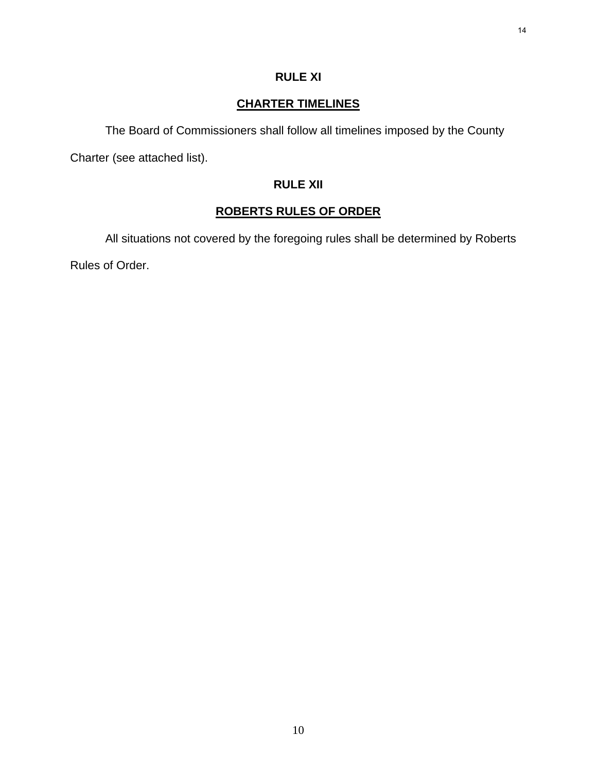**RULE XI**

**CHARTER TIMELINES**

The Board of Commissioners shall follow all timelines imposed by the County Charter (see attached list).

**RULE XII**

**ROBERTS RULES OF ORDER**

All situations not covered by the foregoing rules shall be determined by Roberts Rules of Order.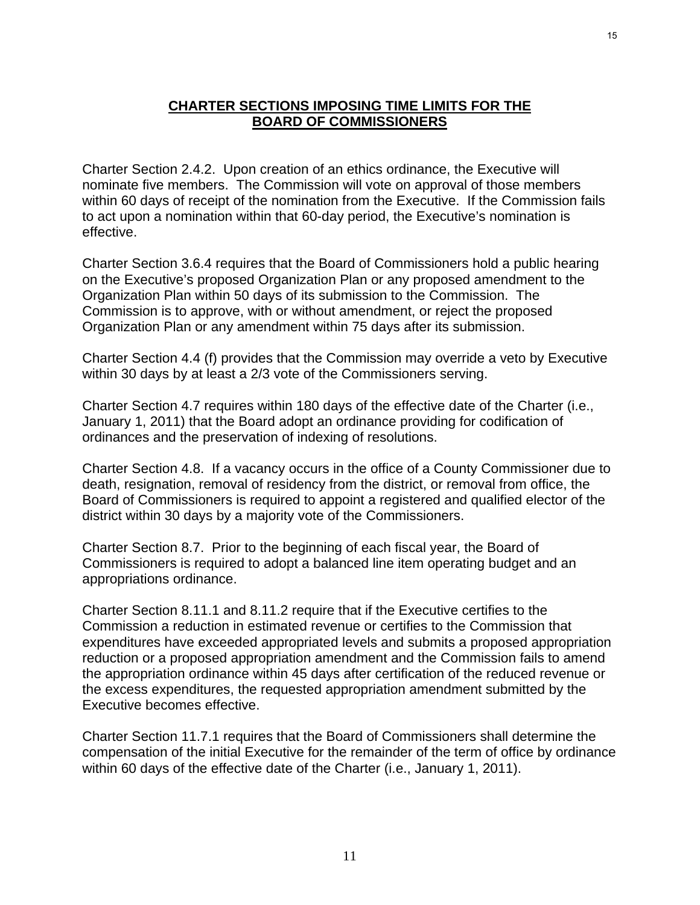## **CHARTER SECTIONS IMPOSING TIME LIMITS FOR THE BOARD OF COMMISSIONERS**

Charter Section 2.4.2. Upon creation of an ethics ordinance, the Executive will nominate five members. The Commission will vote on approval of those members within 60 days of receipt of the nomination from the Executive. If the Commission fails to act upon a nomination within that 60-day period, the Executive's nomination is effective.

Charter Section 3.6.4 requires that the Board of Commissioners hold a public hearing on the Executive's proposed Organization Plan or any proposed amendment to the Organization Plan within 50 days of its submission to the Commission. The Commission is to approve, with or without amendment, or reject the proposed Organization Plan or any amendment within 75 days after its submission.

Charter Section 4.4 (f) provides that the Commission may override a veto by Executive within 30 days by at least a 2/3 vote of the Commissioners serving.

Charter Section 4.7 requires within 180 days of the effective date of the Charter (i.e., January 1, 2011) that the Board adopt an ordinance providing for codification of ordinances and the preservation of indexing of resolutions.

Charter Section 4.8. If a vacancy occurs in the office of a County Commissioner due to death, resignation, removal of residency from the district, or removal from office, the Board of Commissioners is required to appoint a registered and qualified elector of the district within 30 days by a majority vote of the Commissioners.

Charter Section 8.7. Prior to the beginning of each fiscal year, the Board of Commissioners is required to adopt a balanced line item operating budget and an appropriations ordinance.

Charter Section 8.11.1 and 8.11.2 require that if the Executive certifies to the Commission a reduction in estimated revenue or certifies to the Commission that expenditures have exceeded appropriated levels and submits a proposed appropriation reduction or a proposed appropriation amendment and the Commission fails to amend the appropriation ordinance within 45 days after certification of the reduced revenue or the excess expenditures, the requested appropriation amendment submitted by the Executive becomes effective.

Charter Section 11.7.1 requires that the Board of Commissioners shall determine the compensation of the initial Executive for the remainder of the term of office by ordinance within 60 days of the effective date of the Charter (i.e., January 1, 2011).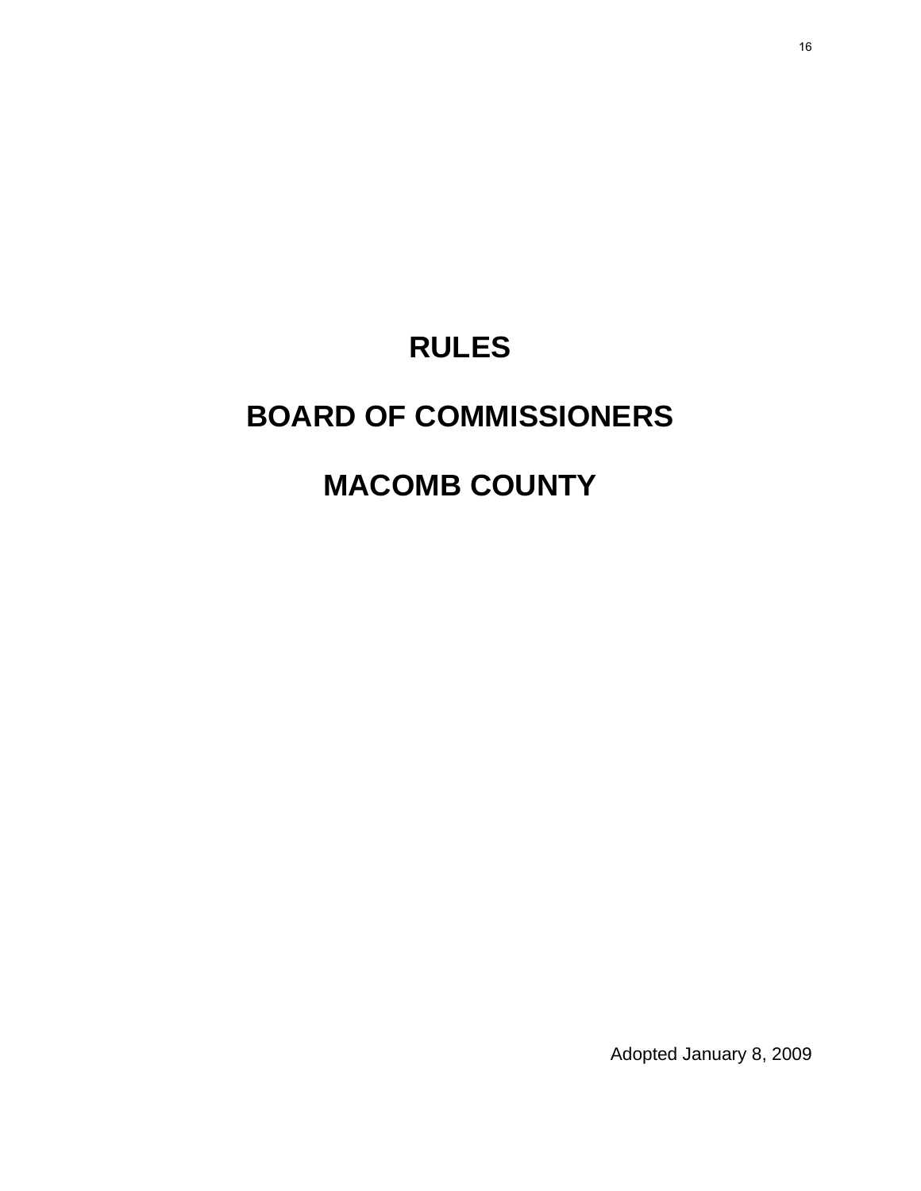# RULES

# BOARD OF COMMISSIONERS

# MACOMB COUNTY

Adopted January 8, 2009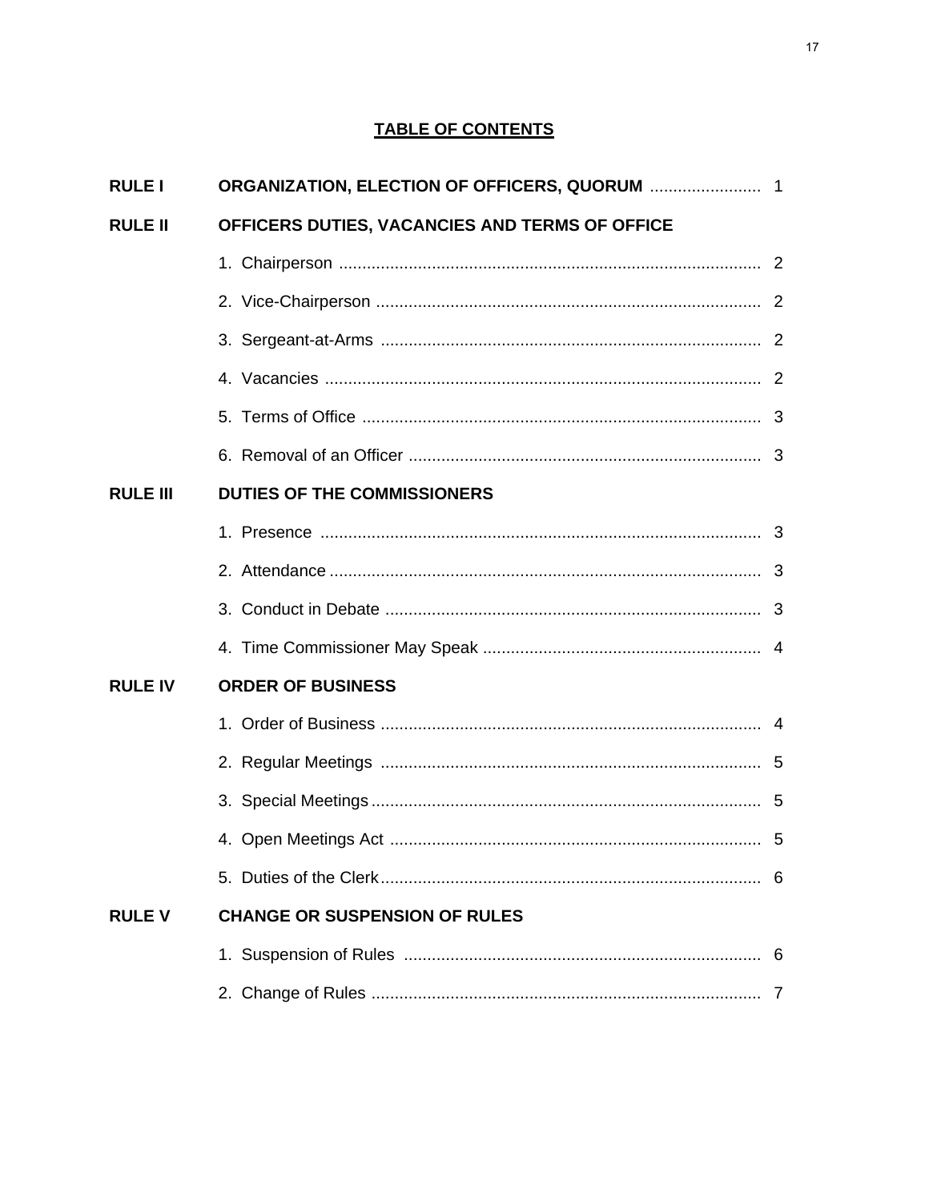## TABLE OF CONTENTS

| | | |
|---|---|---|
| **RULE I** | **ORGANIZATION, ELECTION OF OFFICERS, QUORUM** | 1 |
| **RULE II** | **OFFICERS DUTIES, VACANCIES AND TERMS OF OFFICE** | |
| | 1. Chairperson | 2 |
| | 2. Vice-Chairperson | 2 |
| | 3. Sergeant-at-Arms | 2 |
| | 4. Vacancies | 2 |
| | 5. Terms of Office | 3 |
| | 6. Removal of an Officer | 3 |
| **RULE III** | **DUTIES OF THE COMMISSIONERS** | |
| | 1. Presence | 3 |
| | 2. Attendance | 3 |
| | 3. Conduct in Debate | 3 |
| | 4. Time Commissioner May Speak | 4 |
| **RULE IV** | **ORDER OF BUSINESS** | |
| | 1. Order of Business | 4 |
| | 2. Regular Meetings | 5 |
| | 3. Special Meetings | 5 |
| | 4. Open Meetings Act | 5 |
| | 5. Duties of the Clerk | 6 |
| **RULE V** | **CHANGE OR SUSPENSION OF RULES** | |
| | 1. Suspension of Rules | 6 |
| | 2. Change of Rules | 7 |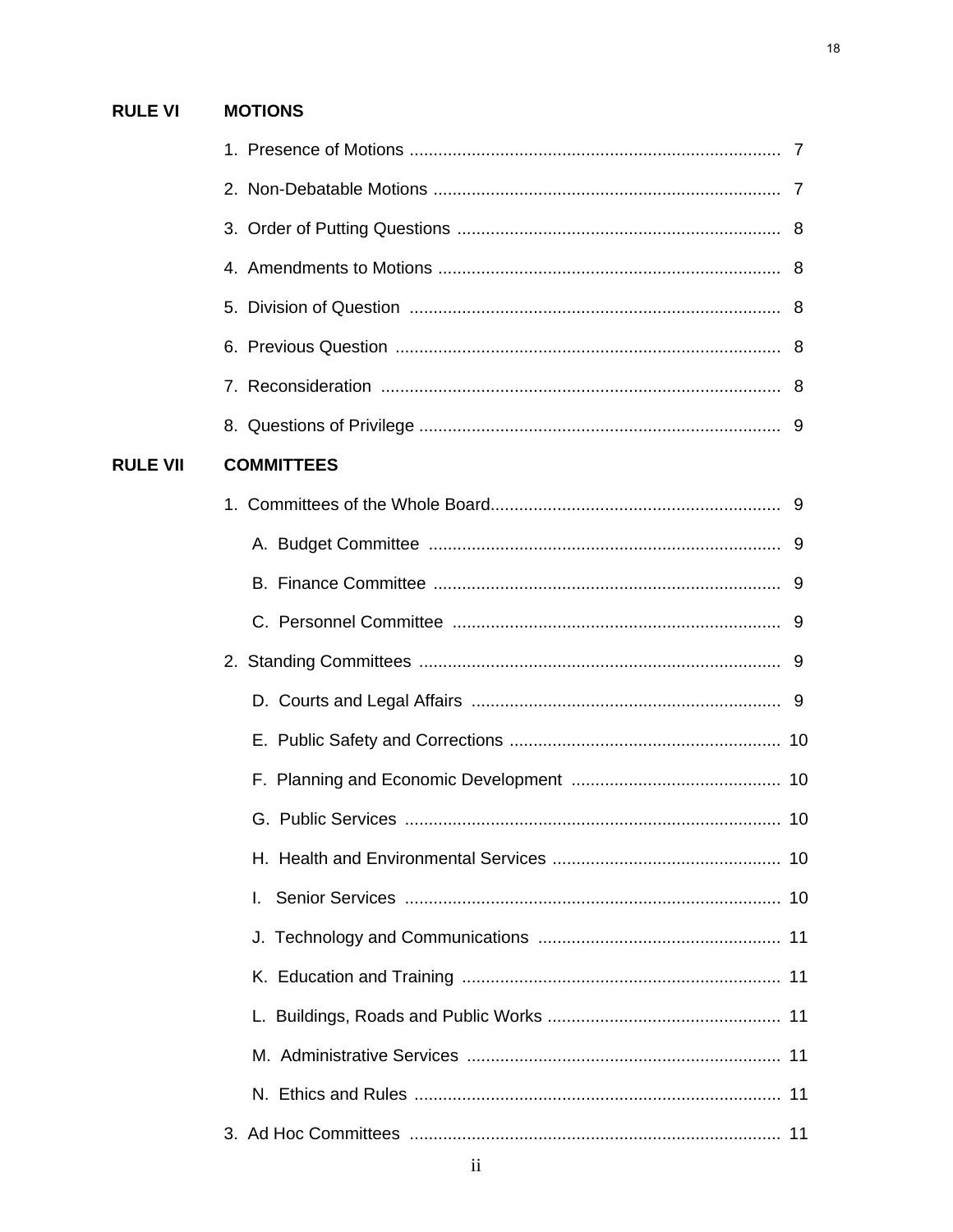**RULE VI MOTIONS**

1. Presence of Motions .......... 7
2. Non-Debatable Motions .......... 7
3. Order of Putting Questions .......... 8
4. Amendments to Motions .......... 8
5. Division of Question .......... 8
6. Previous Question .......... 8
7. Reconsideration .......... 8
8. Questions of Privilege .......... 9

**RULE VII COMMITTEES**

1. Committees of the Whole Board.......... 9
   - A. Budget Committee .......... 9
   - B. Finance Committee .......... 9
   - C. Personnel Committee .......... 9
2. Standing Committees .......... 9
   - D. Courts and Legal Affairs .......... 9
   - E. Public Safety and Corrections .......... 10
   - F. Planning and Economic Development .......... 10
   - G. Public Services .......... 10
   - H. Health and Environmental Services .......... 10
   - I. Senior Services .......... 10
   - J. Technology and Communications .......... 11
   - K. Education and Training .......... 11
   - L. Buildings, Roads and Public Works .......... 11
   - M. Administrative Services .......... 11
   - N. Ethics and Rules .......... 11
3. Ad Hoc Committees .......... 11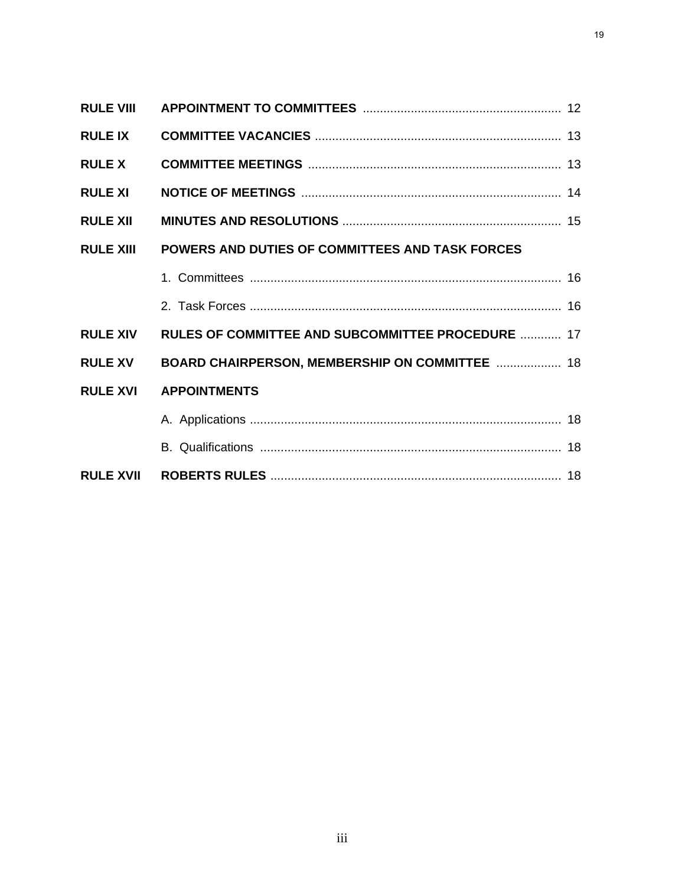| | | |
|---|---|---|
| **RULE VIII** | **APPOINTMENT TO COMMITTEES** | 12 |
| **RULE IX** | **COMMITTEE VACANCIES** | 13 |
| **RULE X** | **COMMITTEE MEETINGS** | 13 |
| **RULE XI** | **NOTICE OF MEETINGS** | 14 |
| **RULE XII** | **MINUTES AND RESOLUTIONS** | 15 |
| **RULE XIII** | **POWERS AND DUTIES OF COMMITTEES AND TASK FORCES** | |
| | 1. Committees | 16 |
| | 2. Task Forces | 16 |
| **RULE XIV** | **RULES OF COMMITTEE AND SUBCOMMITTEE PROCEDURE** | 17 |
| **RULE XV** | **BOARD CHAIRPERSON, MEMBERSHIP ON COMMITTEE** | 18 |
| **RULE XVI** | **APPOINTMENTS** | |
| | A. Applications | 18 |
| | B. Qualifications | 18 |
| **RULE XVII** | **ROBERTS RULES** | 18 |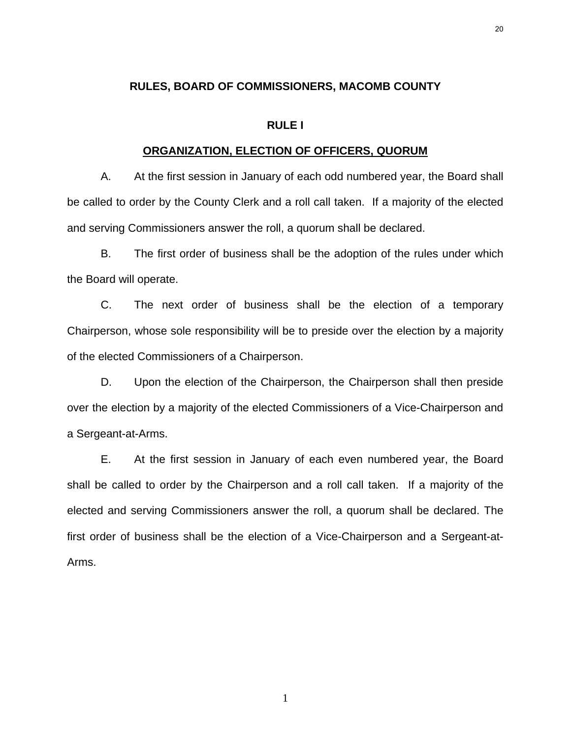# RULES, BOARD OF COMMISSIONERS, MACOMB COUNTY

## RULE I

## ORGANIZATION, ELECTION OF OFFICERS, QUORUM

A. At the first session in January of each odd numbered year, the Board shall be called to order by the County Clerk and a roll call taken. If a majority of the elected and serving Commissioners answer the roll, a quorum shall be declared.

B. The first order of business shall be the adoption of the rules under which the Board will operate.

C. The next order of business shall be the election of a temporary Chairperson, whose sole responsibility will be to preside over the election by a majority of the elected Commissioners of a Chairperson.

D. Upon the election of the Chairperson, the Chairperson shall then preside over the election by a majority of the elected Commissioners of a Vice-Chairperson and a Sergeant-at-Arms.

E. At the first session in January of each even numbered year, the Board shall be called to order by the Chairperson and a roll call taken. If a majority of the elected and serving Commissioners answer the roll, a quorum shall be declared. The first order of business shall be the election of a Vice-Chairperson and a Sergeant-at-Arms.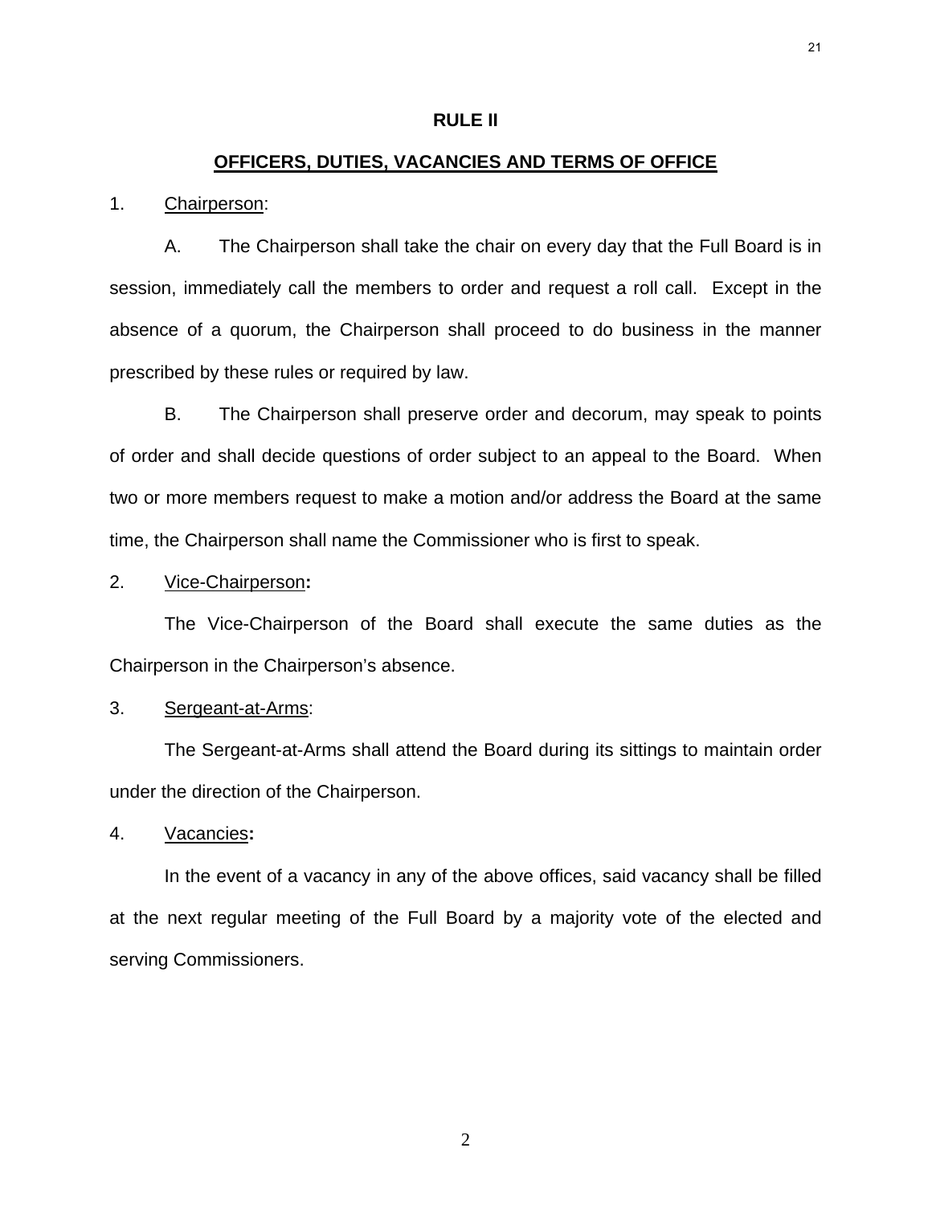# RULE II

## OFFICERS, DUTIES, VACANCIES AND TERMS OF OFFICE

1. Chairperson:

A. The Chairperson shall take the chair on every day that the Full Board is in session, immediately call the members to order and request a roll call. Except in the absence of a quorum, the Chairperson shall proceed to do business in the manner prescribed by these rules or required by law.

B. The Chairperson shall preserve order and decorum, may speak to points of order and shall decide questions of order subject to an appeal to the Board. When two or more members request to make a motion and/or address the Board at the same time, the Chairperson shall name the Commissioner who is first to speak.

2. Vice-Chairperson**:**

The Vice-Chairperson of the Board shall execute the same duties as the Chairperson in the Chairperson's absence.

3. Sergeant-at-Arms:

The Sergeant-at-Arms shall attend the Board during its sittings to maintain order under the direction of the Chairperson.

4. Vacancies**:**

In the event of a vacancy in any of the above offices, said vacancy shall be filled at the next regular meeting of the Full Board by a majority vote of the elected and serving Commissioners.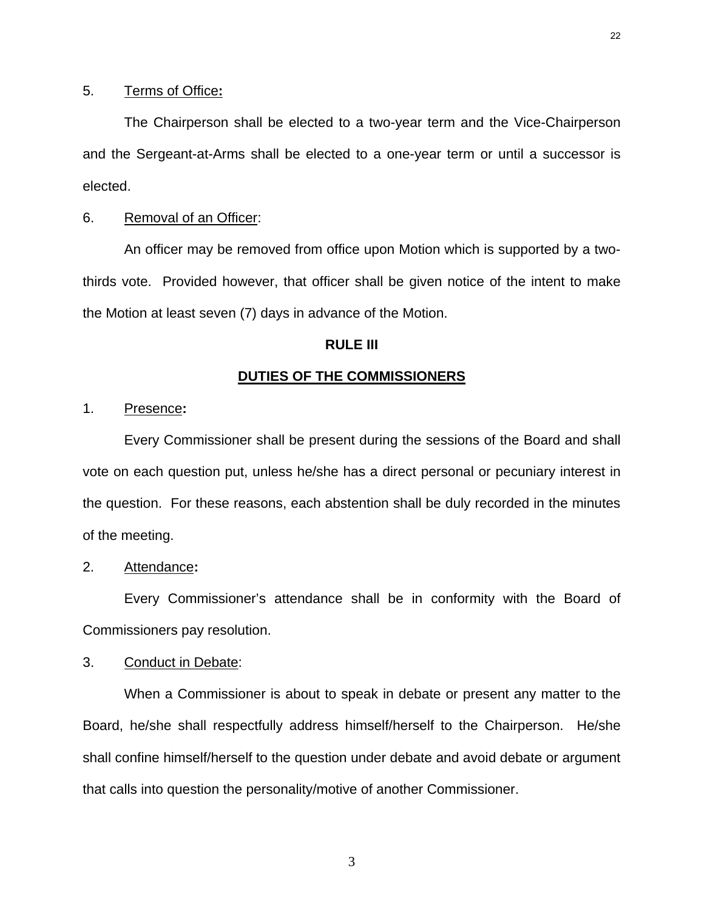5. Terms of Office**:**

The Chairperson shall be elected to a two-year term and the Vice-Chairperson and the Sergeant-at-Arms shall be elected to a one-year term or until a successor is elected.

6. Removal of an Officer:

An officer may be removed from office upon Motion which is supported by a two-thirds vote. Provided however, that officer shall be given notice of the intent to make the Motion at least seven (7) days in advance of the Motion.

## RULE III

## DUTIES OF THE COMMISSIONERS

1. Presence**:**

Every Commissioner shall be present during the sessions of the Board and shall vote on each question put, unless he/she has a direct personal or pecuniary interest in the question. For these reasons, each abstention shall be duly recorded in the minutes of the meeting.

2. Attendance**:**

Every Commissioner's attendance shall be in conformity with the Board of Commissioners pay resolution.

3. Conduct in Debate:

When a Commissioner is about to speak in debate or present any matter to the Board, he/she shall respectfully address himself/herself to the Chairperson. He/she shall confine himself/herself to the question under debate and avoid debate or argument that calls into question the personality/motive of another Commissioner.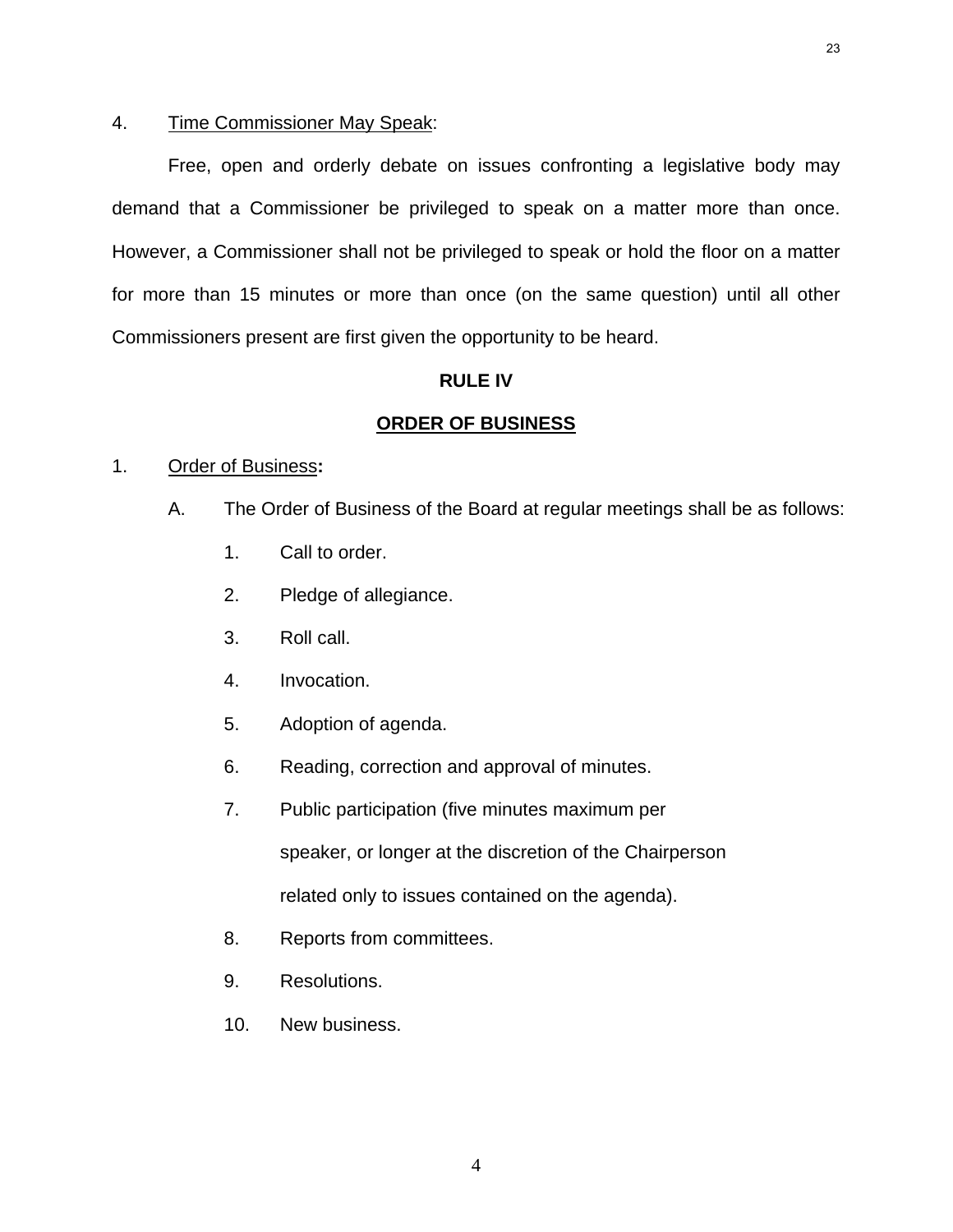4. Time Commissioner May Speak:

Free, open and orderly debate on issues confronting a legislative body may demand that a Commissioner be privileged to speak on a matter more than once. However, a Commissioner shall not be privileged to speak or hold the floor on a matter for more than 15 minutes or more than once (on the same question) until all other Commissioners present are first given the opportunity to be heard.

## RULE IV

## ORDER OF BUSINESS

1. Order of Business**:**

   A. The Order of Business of the Board at regular meetings shall be as follows:

      1. Call to order.
      2. Pledge of allegiance.
      3. Roll call.
      4. Invocation.
      5. Adoption of agenda.
      6. Reading, correction and approval of minutes.
      7. Public participation (five minutes maximum per speaker, or longer at the discretion of the Chairperson related only to issues contained on the agenda).
      8. Reports from committees.
      9. Resolutions.
      10. New business.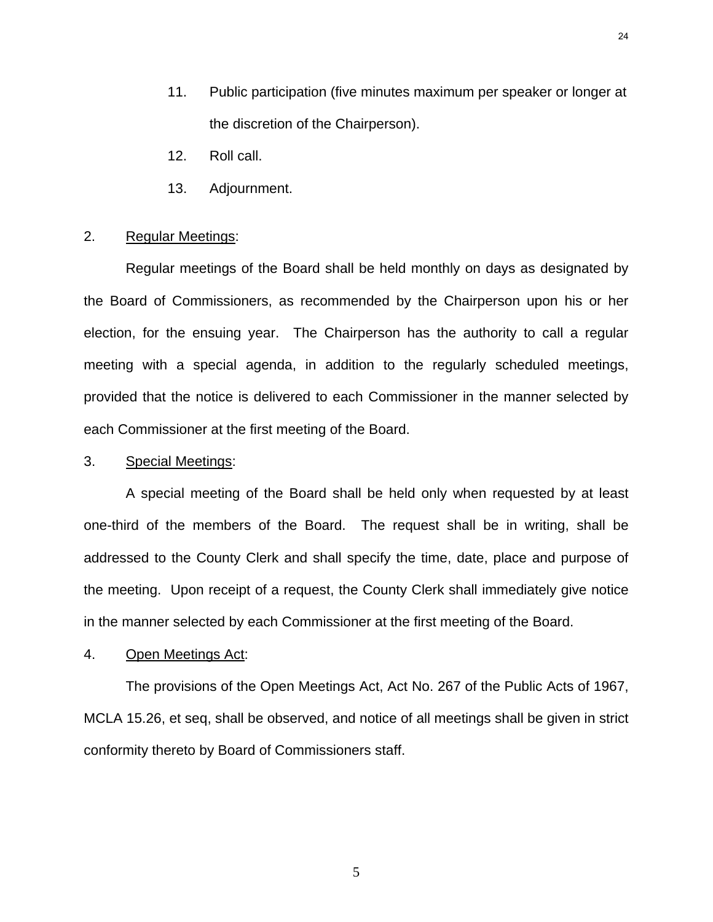11. Public participation (five minutes maximum per speaker or longer at the discretion of the Chairperson).
12. Roll call.
13. Adjournment.

2. Regular Meetings:

Regular meetings of the Board shall be held monthly on days as designated by the Board of Commissioners, as recommended by the Chairperson upon his or her election, for the ensuing year. The Chairperson has the authority to call a regular meeting with a special agenda, in addition to the regularly scheduled meetings, provided that the notice is delivered to each Commissioner in the manner selected by each Commissioner at the first meeting of the Board.

3. Special Meetings:

A special meeting of the Board shall be held only when requested by at least one-third of the members of the Board. The request shall be in writing, shall be addressed to the County Clerk and shall specify the time, date, place and purpose of the meeting. Upon receipt of a request, the County Clerk shall immediately give notice in the manner selected by each Commissioner at the first meeting of the Board.

4. Open Meetings Act:

The provisions of the Open Meetings Act, Act No. 267 of the Public Acts of 1967, MCLA 15.26, et seq, shall be observed, and notice of all meetings shall be given in strict conformity thereto by Board of Commissioners staff.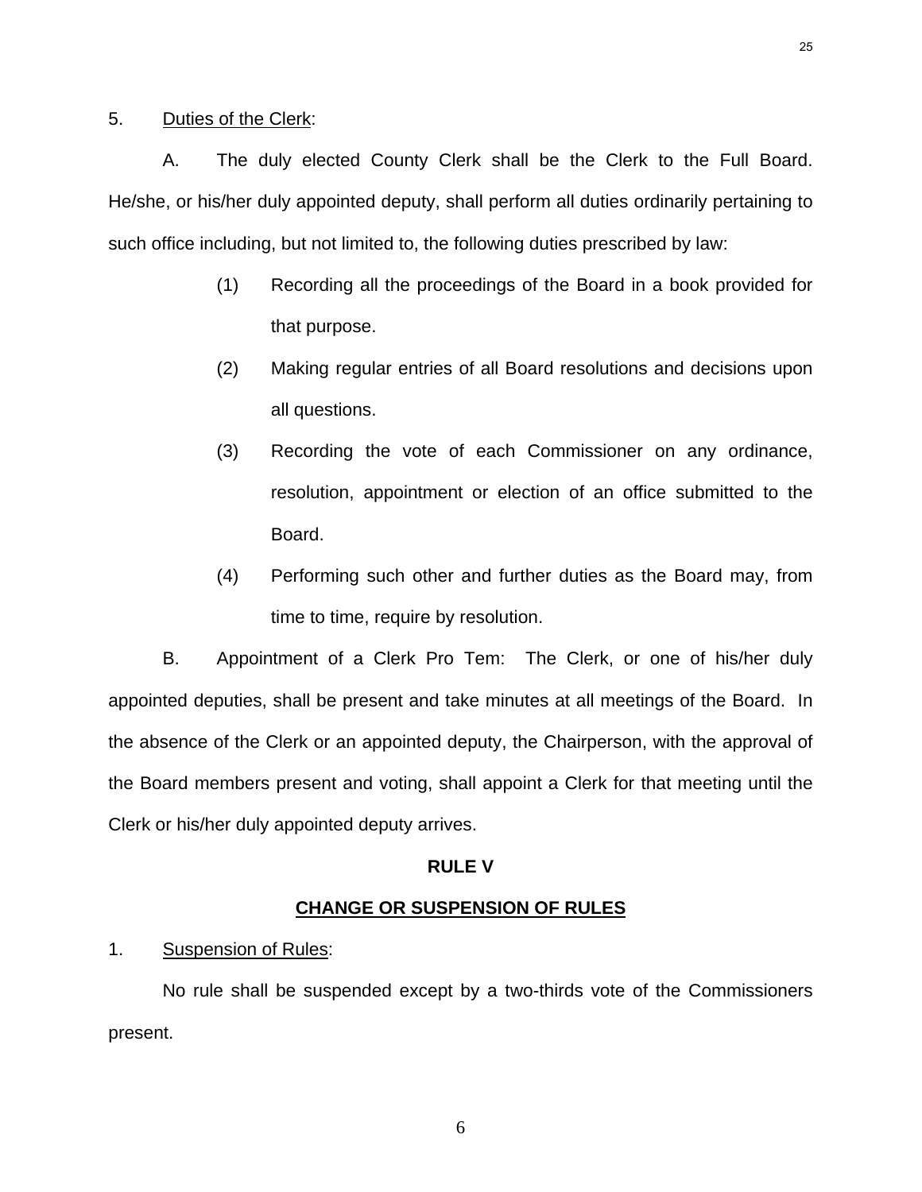5. Duties of the Clerk:

A. The duly elected County Clerk shall be the Clerk to the Full Board. He/she, or his/her duly appointed deputy, shall perform all duties ordinarily pertaining to such office including, but not limited to, the following duties prescribed by law:

(1) Recording all the proceedings of the Board in a book provided for that purpose.

(2) Making regular entries of all Board resolutions and decisions upon all questions.

(3) Recording the vote of each Commissioner on any ordinance, resolution, appointment or election of an office submitted to the Board.

(4) Performing such other and further duties as the Board may, from time to time, require by resolution.

B. Appointment of a Clerk Pro Tem: The Clerk, or one of his/her duly appointed deputies, shall be present and take minutes at all meetings of the Board. In the absence of the Clerk or an appointed deputy, the Chairperson, with the approval of the Board members present and voting, shall appoint a Clerk for that meeting until the Clerk or his/her duly appointed deputy arrives.

## RULE V

## CHANGE OR SUSPENSION OF RULES

1. Suspension of Rules:

No rule shall be suspended except by a two-thirds vote of the Commissioners present.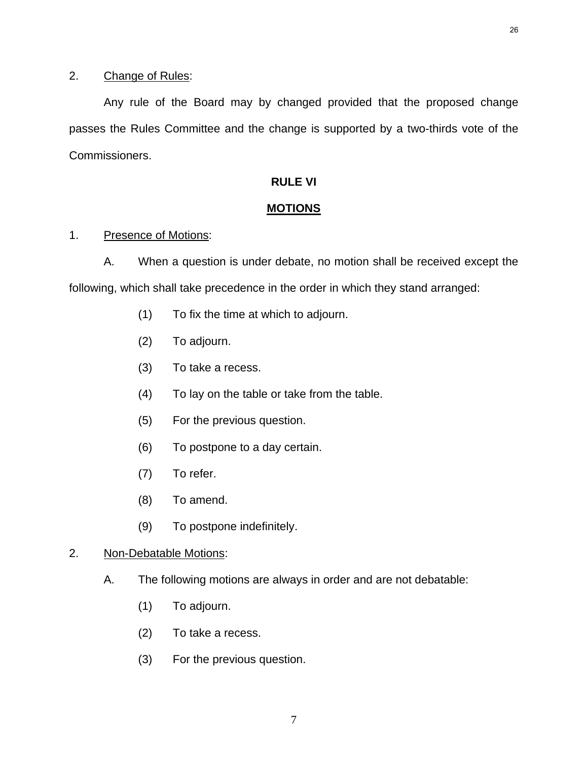2. Change of Rules:

Any rule of the Board may by changed provided that the proposed change passes the Rules Committee and the change is supported by a two-thirds vote of the Commissioners.

## RULE VI

## MOTIONS

1. Presence of Motions:

A. When a question is under debate, no motion shall be received except the following, which shall take precedence in the order in which they stand arranged:

(1) To fix the time at which to adjourn.

(2) To adjourn.

(3) To take a recess.

(4) To lay on the table or take from the table.

(5) For the previous question.

(6) To postpone to a day certain.

(7) To refer.

(8) To amend.

(9) To postpone indefinitely.

2. Non-Debatable Motions:

A. The following motions are always in order and are not debatable:

(1) To adjourn.

(2) To take a recess.

(3) For the previous question.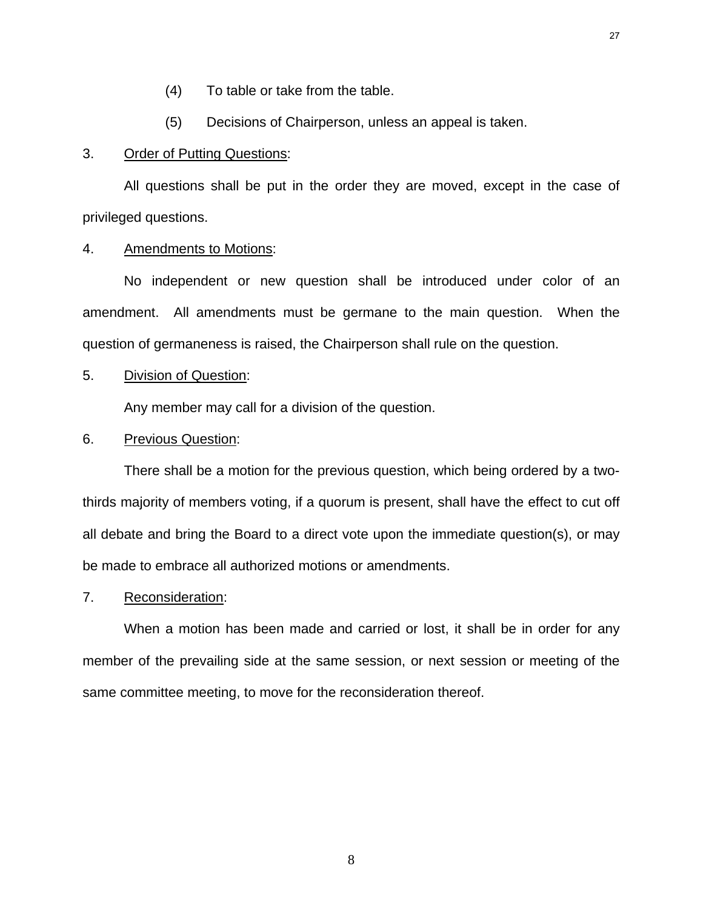(4) To table or take from the table.

(5) Decisions of Chairperson, unless an appeal is taken.

3. Order of Putting Questions:

All questions shall be put in the order they are moved, except in the case of privileged questions.

4. Amendments to Motions:

No independent or new question shall be introduced under color of an amendment. All amendments must be germane to the main question. When the question of germaneness is raised, the Chairperson shall rule on the question.

5. Division of Question:

Any member may call for a division of the question.

6. Previous Question:

There shall be a motion for the previous question, which being ordered by a two-thirds majority of members voting, if a quorum is present, shall have the effect to cut off all debate and bring the Board to a direct vote upon the immediate question(s), or may be made to embrace all authorized motions or amendments.

7. Reconsideration:

When a motion has been made and carried or lost, it shall be in order for any member of the prevailing side at the same session, or next session or meeting of the same committee meeting, to move for the reconsideration thereof.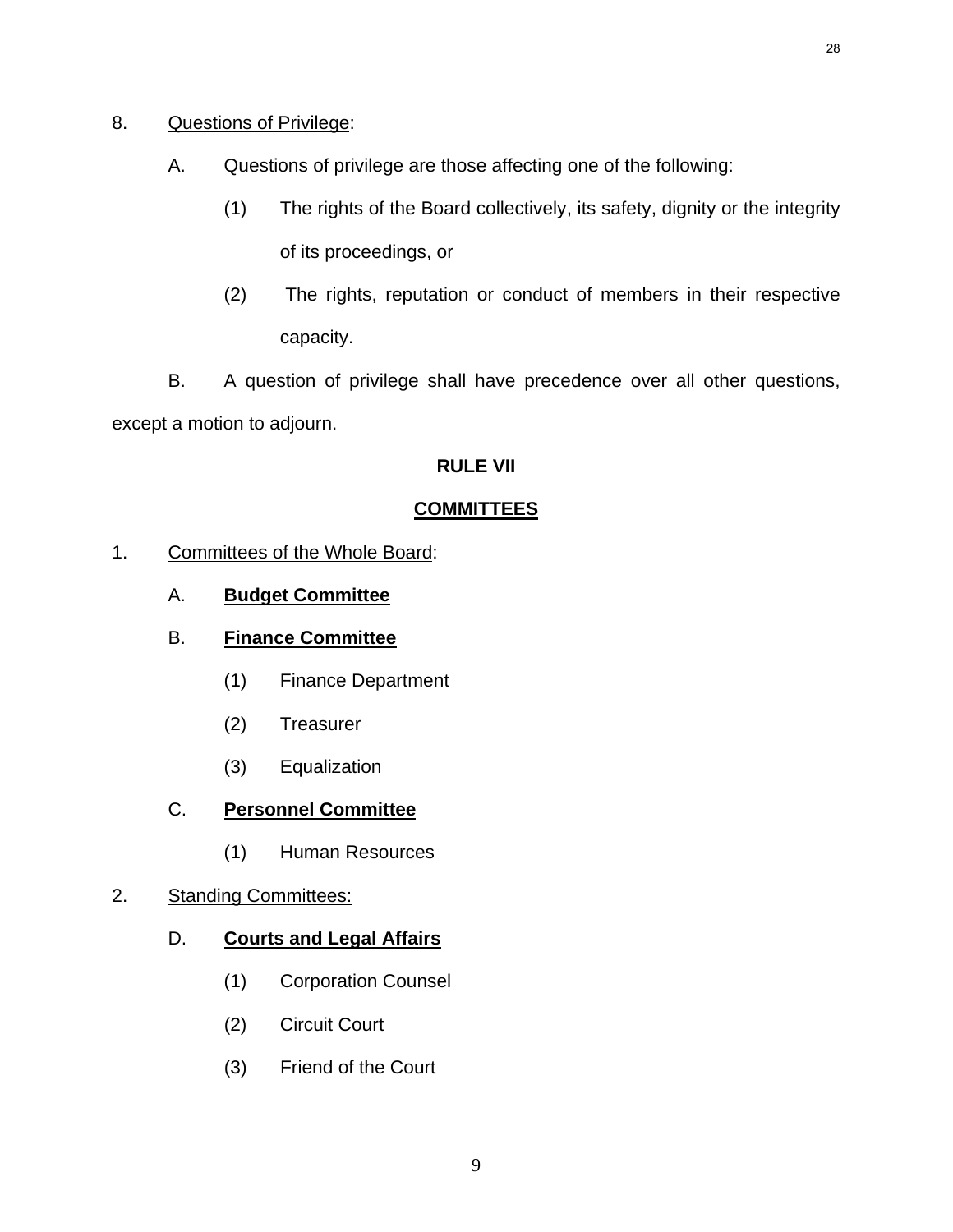8. Questions of Privilege:

   A. Questions of privilege are those affecting one of the following:

      (1) The rights of the Board collectively, its safety, dignity or the integrity of its proceedings, or

      (2) The rights, reputation or conduct of members in their respective capacity.

   B. A question of privilege shall have precedence over all other questions, except a motion to adjourn.

## RULE VII

## COMMITTEES

1. Committees of the Whole Board:

   A. **Budget Committee**

   B. **Finance Committee**

      (1) Finance Department

      (2) Treasurer

      (3) Equalization

   C. **Personnel Committee**

      (1) Human Resources

2. Standing Committees:

   D. **Courts and Legal Affairs**

      (1) Corporation Counsel

      (2) Circuit Court

      (3) Friend of the Court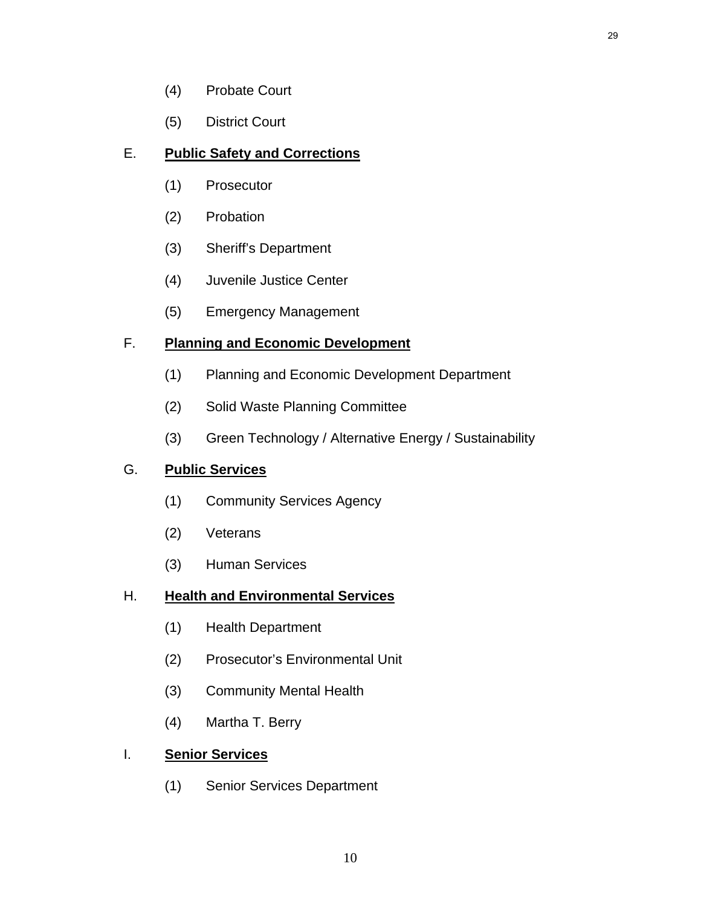(4) Probate Court

(5) District Court

E. **Public Safety and Corrections**

(1) Prosecutor

(2) Probation

(3) Sheriff's Department

(4) Juvenile Justice Center

(5) Emergency Management

F. **Planning and Economic Development**

(1) Planning and Economic Development Department

(2) Solid Waste Planning Committee

(3) Green Technology / Alternative Energy / Sustainability

G. **Public Services**

(1) Community Services Agency

(2) Veterans

(3) Human Services

H. **Health and Environmental Services**

(1) Health Department

(2) Prosecutor's Environmental Unit

(3) Community Mental Health

(4) Martha T. Berry

I. **Senior Services**

(1) Senior Services Department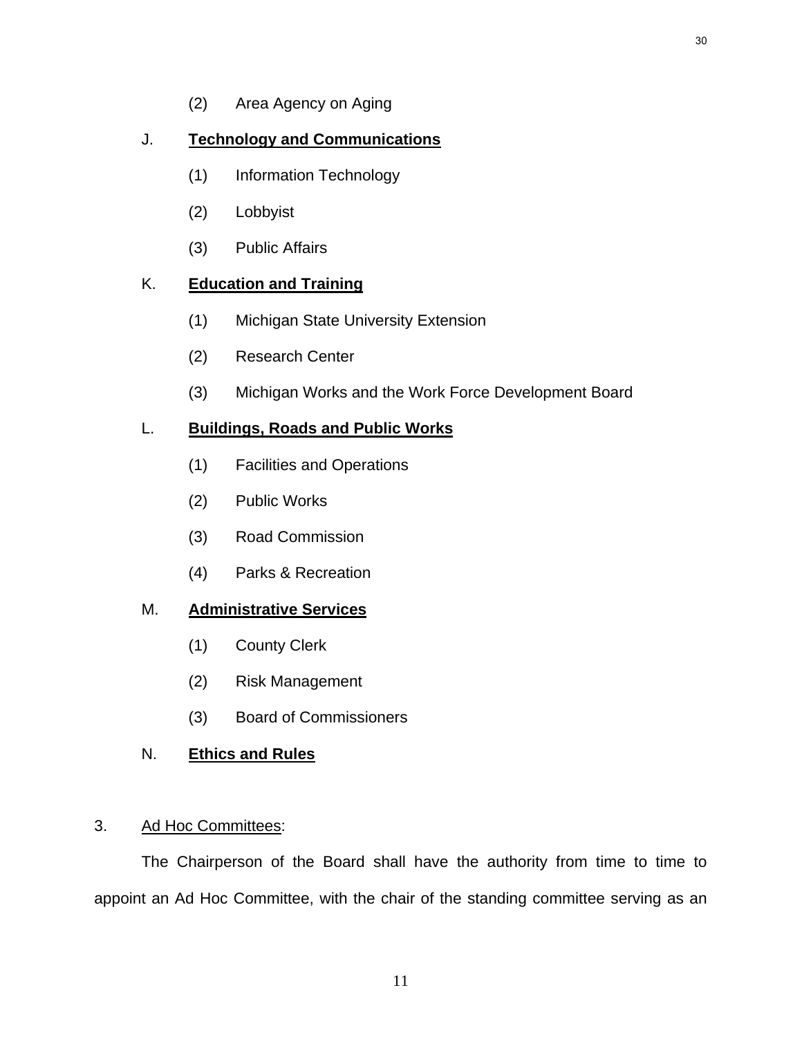(2) Area Agency on Aging

J. **Technology and Communications**

(1) Information Technology

(2) Lobbyist

(3) Public Affairs

K. **Education and Training**

(1) Michigan State University Extension

(2) Research Center

(3) Michigan Works and the Work Force Development Board

L. **Buildings, Roads and Public Works**

(1) Facilities and Operations

(2) Public Works

(3) Road Commission

(4) Parks & Recreation

M. **Administrative Services**

(1) County Clerk

(2) Risk Management

(3) Board of Commissioners

N. **Ethics and Rules**

3. Ad Hoc Committees:

The Chairperson of the Board shall have the authority from time to time to appoint an Ad Hoc Committee, with the chair of the standing committee serving as an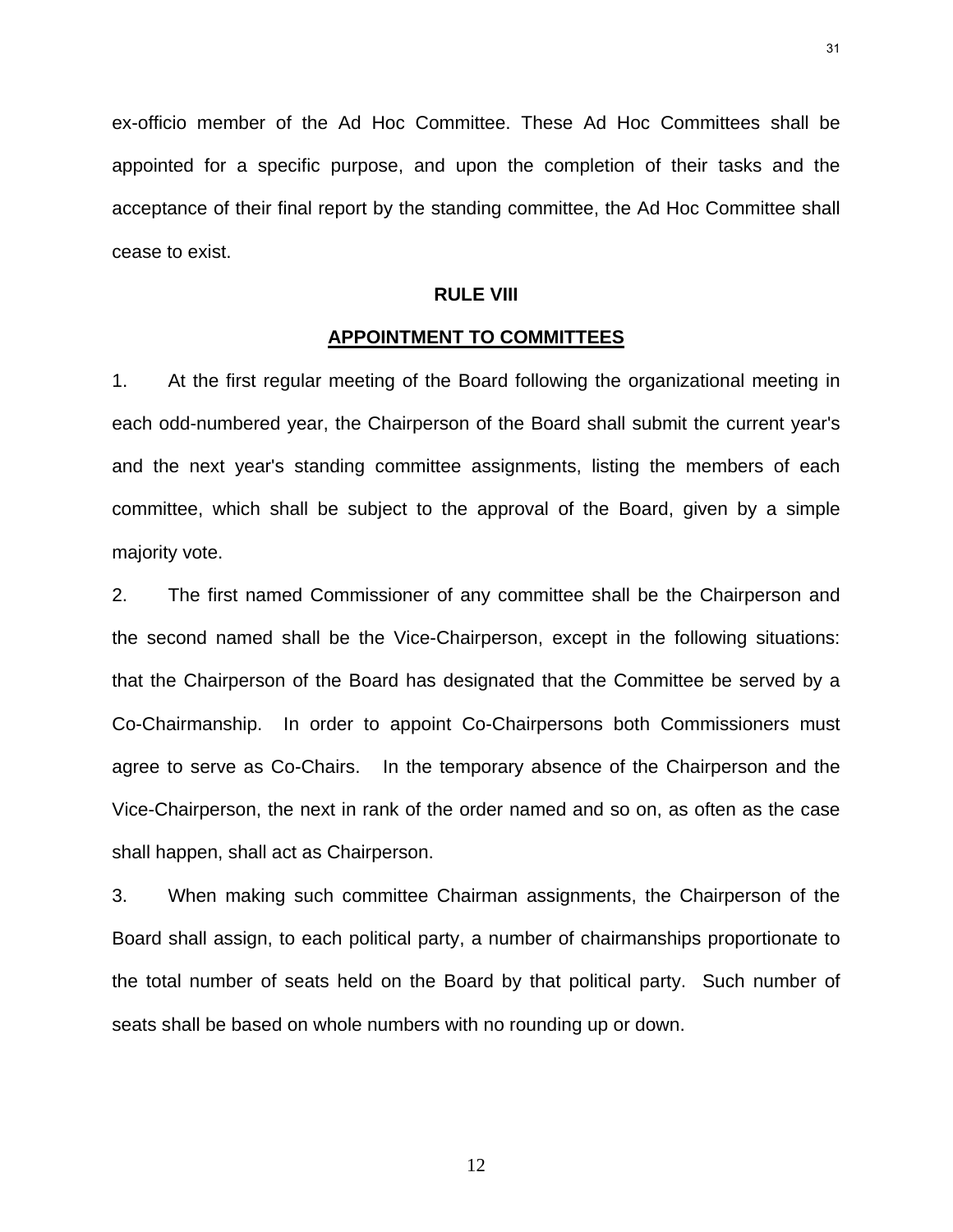ex-officio member of the Ad Hoc Committee. These Ad Hoc Committees shall be appointed for a specific purpose, and upon the completion of their tasks and the acceptance of their final report by the standing committee, the Ad Hoc Committee shall cease to exist.

## RULE VIII

## APPOINTMENT TO COMMITTEES

1. At the first regular meeting of the Board following the organizational meeting in each odd-numbered year, the Chairperson of the Board shall submit the current year's and the next year's standing committee assignments, listing the members of each committee, which shall be subject to the approval of the Board, given by a simple majority vote.

2. The first named Commissioner of any committee shall be the Chairperson and the second named shall be the Vice-Chairperson, except in the following situations: that the Chairperson of the Board has designated that the Committee be served by a Co-Chairmanship. In order to appoint Co-Chairpersons both Commissioners must agree to serve as Co-Chairs. In the temporary absence of the Chairperson and the Vice-Chairperson, the next in rank of the order named and so on, as often as the case shall happen, shall act as Chairperson.

3. When making such committee Chairman assignments, the Chairperson of the Board shall assign, to each political party, a number of chairmanships proportionate to the total number of seats held on the Board by that political party. Such number of seats shall be based on whole numbers with no rounding up or down.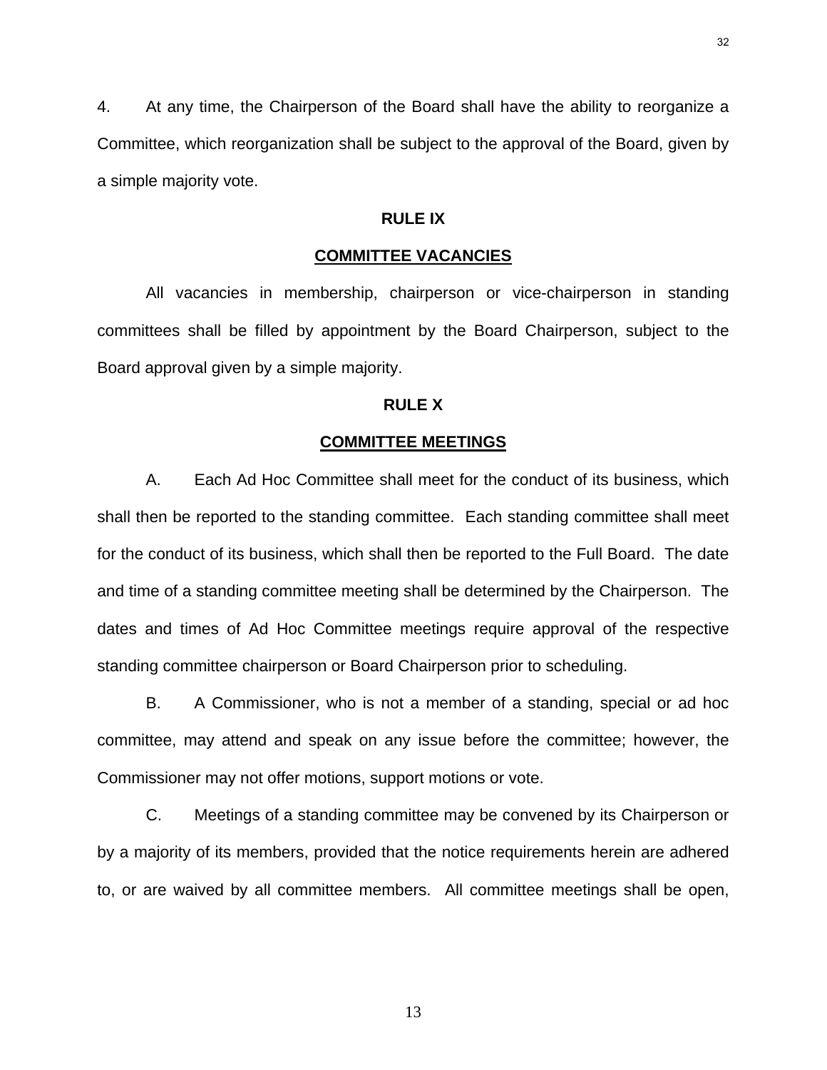4. At any time, the Chairperson of the Board shall have the ability to reorganize a Committee, which reorganization shall be subject to the approval of the Board, given by a simple majority vote.

## RULE IX

## COMMITTEE VACANCIES

All vacancies in membership, chairperson or vice-chairperson in standing committees shall be filled by appointment by the Board Chairperson, subject to the Board approval given by a simple majority.

## RULE X

## COMMITTEE MEETINGS

A. Each Ad Hoc Committee shall meet for the conduct of its business, which shall then be reported to the standing committee. Each standing committee shall meet for the conduct of its business, which shall then be reported to the Full Board. The date and time of a standing committee meeting shall be determined by the Chairperson. The dates and times of Ad Hoc Committee meetings require approval of the respective standing committee chairperson or Board Chairperson prior to scheduling.

B. A Commissioner, who is not a member of a standing, special or ad hoc committee, may attend and speak on any issue before the committee; however, the Commissioner may not offer motions, support motions or vote.

C. Meetings of a standing committee may be convened by its Chairperson or by a majority of its members, provided that the notice requirements herein are adhered to, or are waived by all committee members. All committee meetings shall be open,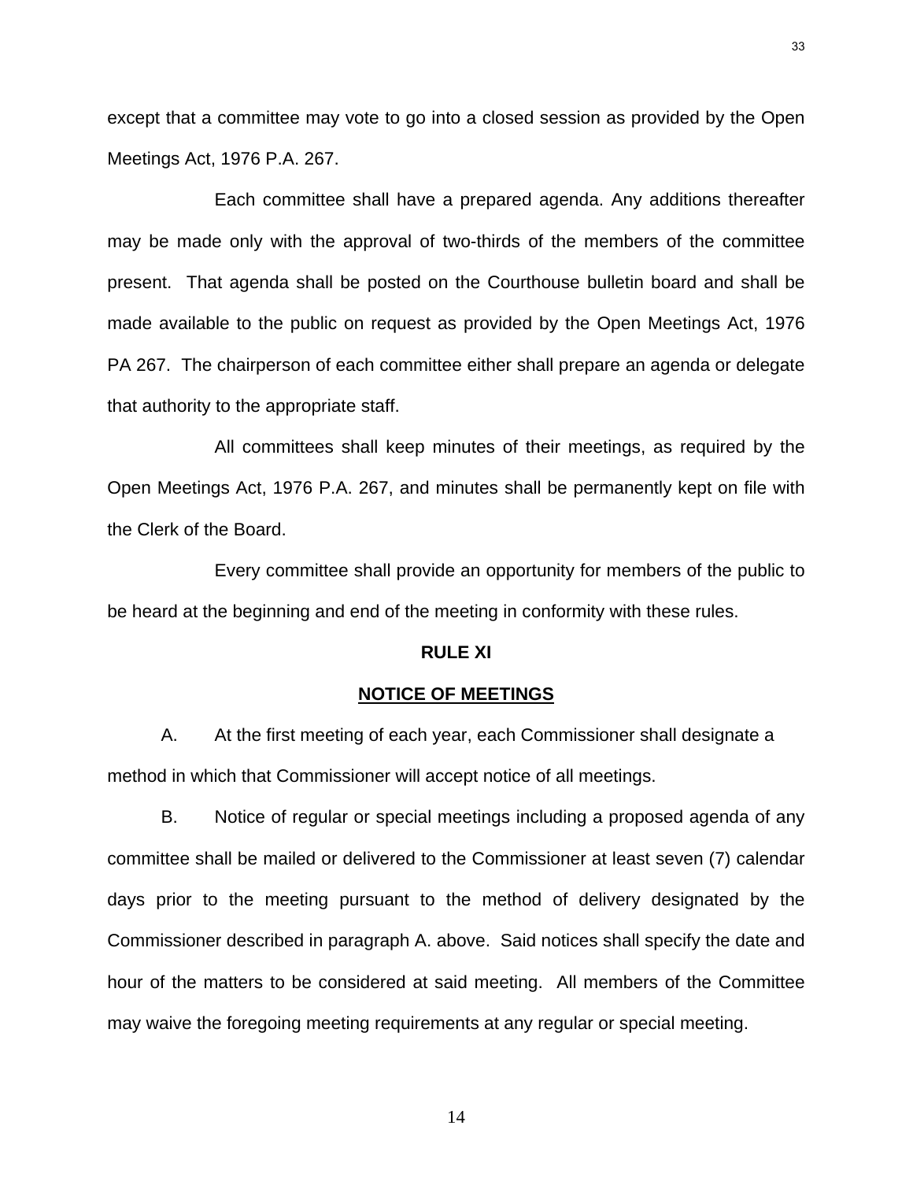except that a committee may vote to go into a closed session as provided by the Open Meetings Act, 1976 P.A. 267.

Each committee shall have a prepared agenda. Any additions thereafter may be made only with the approval of two-thirds of the members of the committee present. That agenda shall be posted on the Courthouse bulletin board and shall be made available to the public on request as provided by the Open Meetings Act, 1976 PA 267. The chairperson of each committee either shall prepare an agenda or delegate that authority to the appropriate staff.

All committees shall keep minutes of their meetings, as required by the Open Meetings Act, 1976 P.A. 267, and minutes shall be permanently kept on file with the Clerk of the Board.

Every committee shall provide an opportunity for members of the public to be heard at the beginning and end of the meeting in conformity with these rules.

## RULE XI

## NOTICE OF MEETINGS

A. At the first meeting of each year, each Commissioner shall designate a method in which that Commissioner will accept notice of all meetings.

B. Notice of regular or special meetings including a proposed agenda of any committee shall be mailed or delivered to the Commissioner at least seven (7) calendar days prior to the meeting pursuant to the method of delivery designated by the Commissioner described in paragraph A. above. Said notices shall specify the date and hour of the matters to be considered at said meeting. All members of the Committee may waive the foregoing meeting requirements at any regular or special meeting.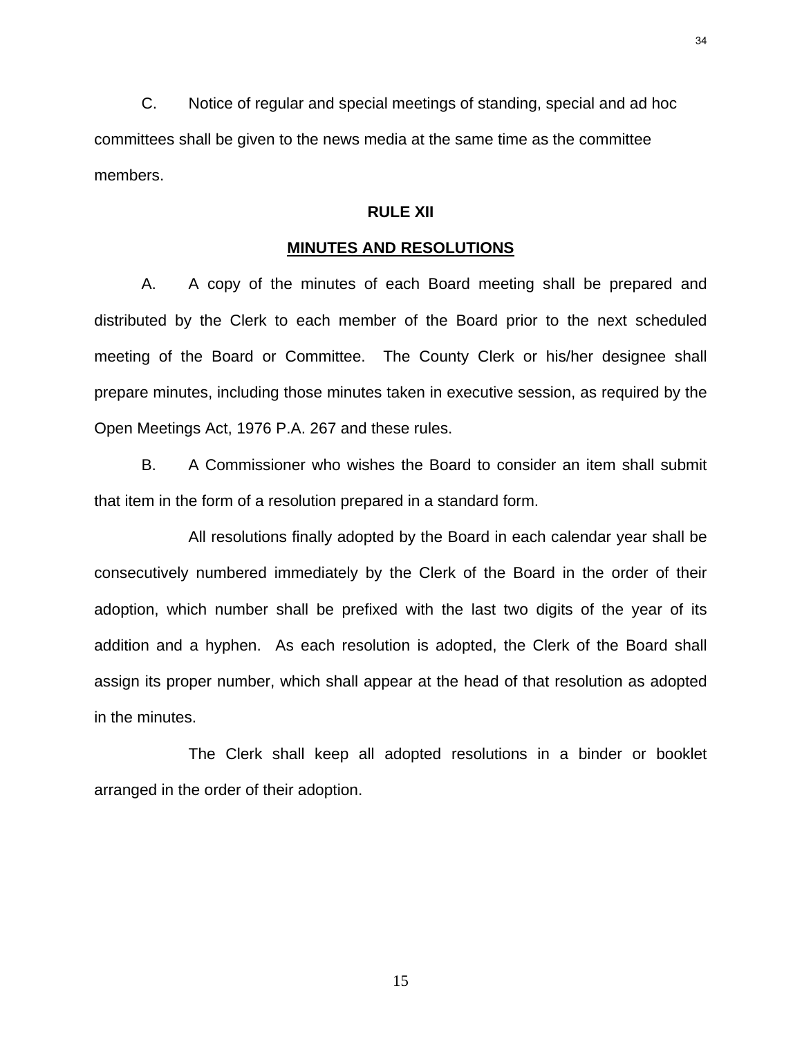C. Notice of regular and special meetings of standing, special and ad hoc committees shall be given to the news media at the same time as the committee members.

## RULE XII

## MINUTES AND RESOLUTIONS

A. A copy of the minutes of each Board meeting shall be prepared and distributed by the Clerk to each member of the Board prior to the next scheduled meeting of the Board or Committee. The County Clerk or his/her designee shall prepare minutes, including those minutes taken in executive session, as required by the Open Meetings Act, 1976 P.A. 267 and these rules.

B. A Commissioner who wishes the Board to consider an item shall submit that item in the form of a resolution prepared in a standard form.

All resolutions finally adopted by the Board in each calendar year shall be consecutively numbered immediately by the Clerk of the Board in the order of their adoption, which number shall be prefixed with the last two digits of the year of its addition and a hyphen. As each resolution is adopted, the Clerk of the Board shall assign its proper number, which shall appear at the head of that resolution as adopted in the minutes.

The Clerk shall keep all adopted resolutions in a binder or booklet arranged in the order of their adoption.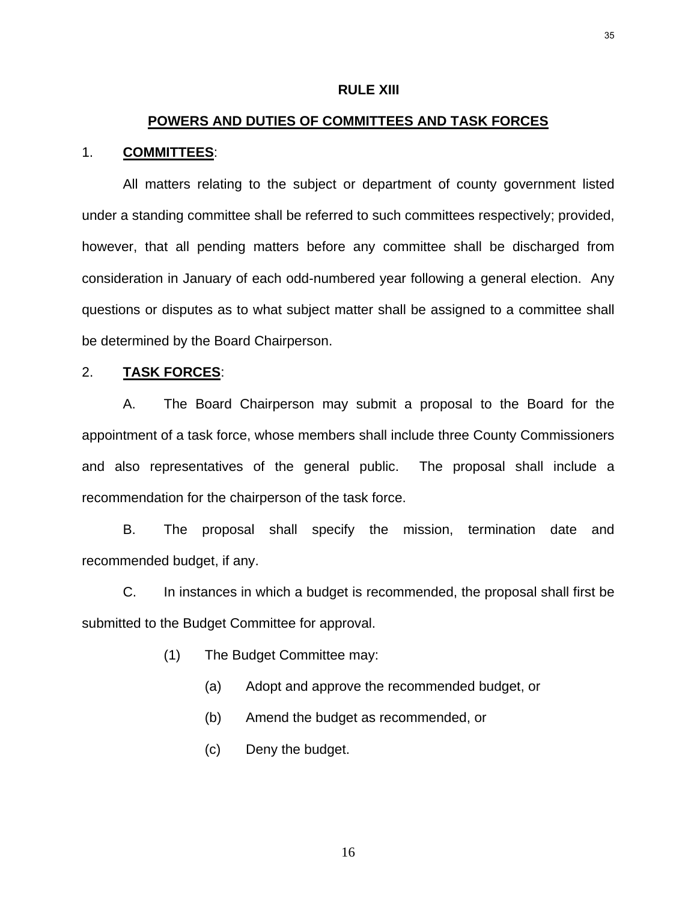# RULE XIII

## POWERS AND DUTIES OF COMMITTEES AND TASK FORCES

1. **COMMITTEES**:

All matters relating to the subject or department of county government listed under a standing committee shall be referred to such committees respectively; provided, however, that all pending matters before any committee shall be discharged from consideration in January of each odd-numbered year following a general election. Any questions or disputes as to what subject matter shall be assigned to a committee shall be determined by the Board Chairperson.

2. **TASK FORCES**:

A. The Board Chairperson may submit a proposal to the Board for the appointment of a task force, whose members shall include three County Commissioners and also representatives of the general public. The proposal shall include a recommendation for the chairperson of the task force.

B. The proposal shall specify the mission, termination date and recommended budget, if any.

C. In instances in which a budget is recommended, the proposal shall first be submitted to the Budget Committee for approval.

(1) The Budget Committee may:

(a) Adopt and approve the recommended budget, or

(b) Amend the budget as recommended, or

(c) Deny the budget.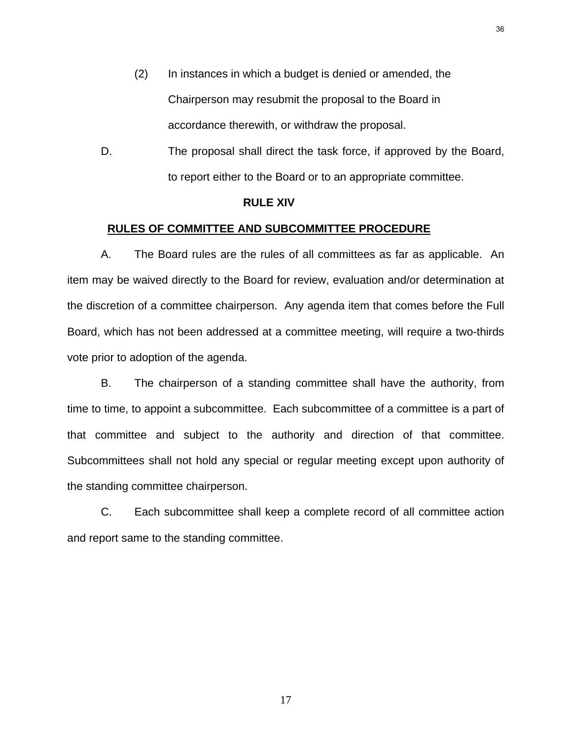(2) In instances in which a budget is denied or amended, the Chairperson may resubmit the proposal to the Board in accordance therewith, or withdraw the proposal.

D. The proposal shall direct the task force, if approved by the Board, to report either to the Board or to an appropriate committee.

## RULE XIV

## RULES OF COMMITTEE AND SUBCOMMITTEE PROCEDURE

A. The Board rules are the rules of all committees as far as applicable. An item may be waived directly to the Board for review, evaluation and/or determination at the discretion of a committee chairperson. Any agenda item that comes before the Full Board, which has not been addressed at a committee meeting, will require a two-thirds vote prior to adoption of the agenda.

B. The chairperson of a standing committee shall have the authority, from time to time, to appoint a subcommittee. Each subcommittee of a committee is a part of that committee and subject to the authority and direction of that committee. Subcommittees shall not hold any special or regular meeting except upon authority of the standing committee chairperson.

C. Each subcommittee shall keep a complete record of all committee action and report same to the standing committee.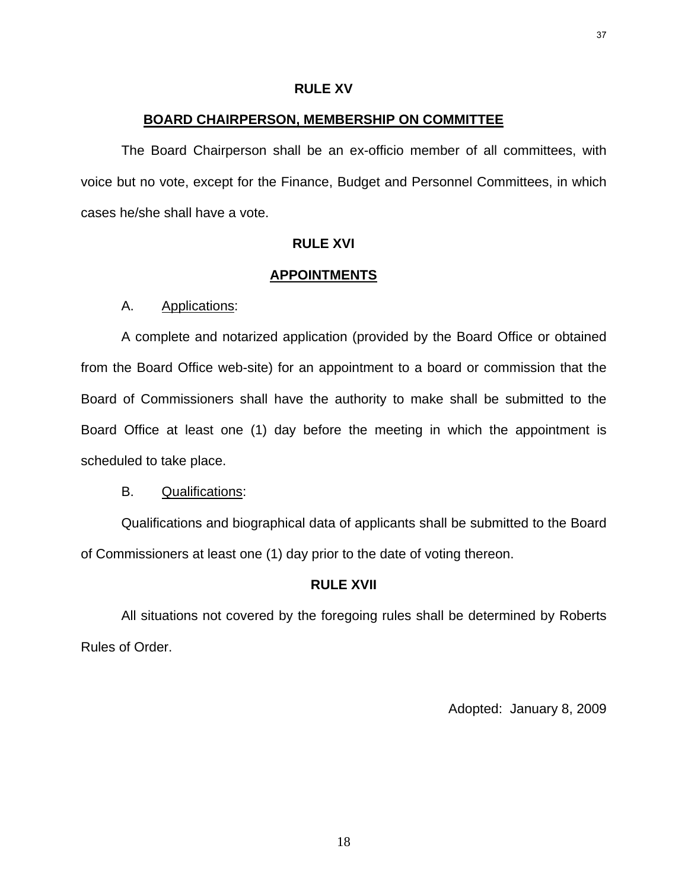## RULE XV

## BOARD CHAIRPERSON, MEMBERSHIP ON COMMITTEE

The Board Chairperson shall be an ex-officio member of all committees, with voice but no vote, except for the Finance, Budget and Personnel Committees, in which cases he/she shall have a vote.

## RULE XVI

## APPOINTMENTS

A. Applications:

A complete and notarized application (provided by the Board Office or obtained from the Board Office web-site) for an appointment to a board or commission that the Board of Commissioners shall have the authority to make shall be submitted to the Board Office at least one (1) day before the meeting in which the appointment is scheduled to take place.

B. Qualifications:

Qualifications and biographical data of applicants shall be submitted to the Board of Commissioners at least one (1) day prior to the date of voting thereon.

## RULE XVII

All situations not covered by the foregoing rules shall be determined by Roberts Rules of Order.

Adopted: January 8, 2009